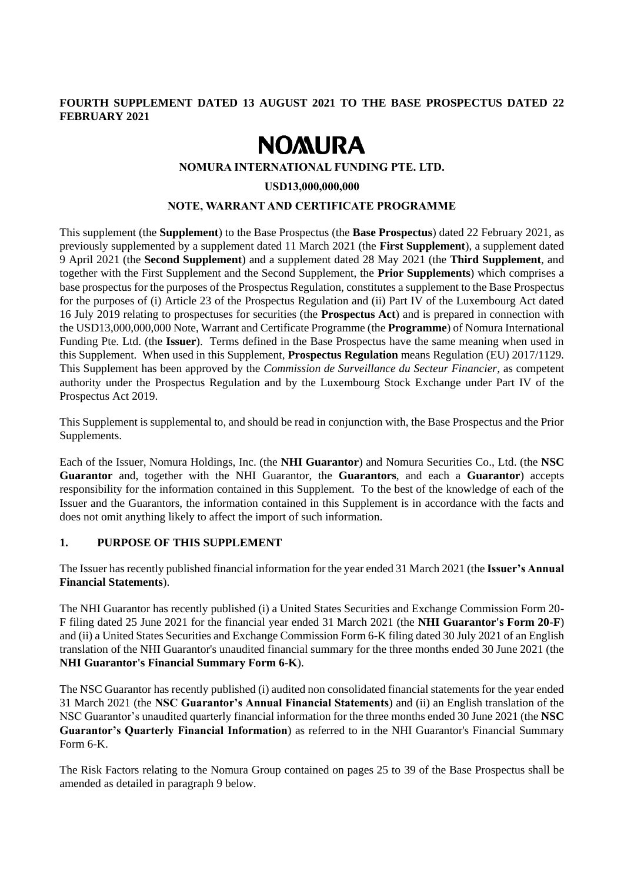**FOURTH SUPPLEMENT DATED 13 AUGUST 2021 TO THE BASE PROSPECTUS DATED 22 FEBRUARY 2021**

# NOMURA

**NOMURA INTERNATIONAL FUNDING PTE. LTD.**

**USD13,000,000,000**

**NOTE, WARRANT AND CERTIFICATE PROGRAMME**

This supplement (the **Supplement**) to the Base Prospectus (the **Base Prospectus**) dated 22 February 2021, as previously supplemented by a supplement dated 11 March 2021 (the **First Supplement**), a supplement dated 9 April 2021 (the **Second Supplement**) and a supplement dated 28 May 2021 (the **Third Supplement**, and together with the First Supplement and the Second Supplement, the **Prior Supplements**) which comprises a base prospectus for the purposes of the Prospectus Regulation, constitutes a supplement to the Base Prospectus for the purposes of (i) Article 23 of the Prospectus Regulation and (ii) Part IV of the Luxembourg Act dated 16 July 2019 relating to prospectuses for securities (the **Prospectus Act**) and is prepared in connection with the USD13,000,000,000 Note, Warrant and Certificate Programme (the **Programme**) of Nomura International Funding Pte. Ltd. (the **Issuer**). Terms defined in the Base Prospectus have the same meaning when used in this Supplement. When used in this Supplement, **Prospectus Regulation** means Regulation (EU) 2017/1129. This Supplement has been approved by the *Commission de Surveillance du Secteur Financier*, as competent authority under the Prospectus Regulation and by the Luxembourg Stock Exchange under Part IV of the Prospectus Act 2019.

This Supplement is supplemental to, and should be read in conjunction with, the Base Prospectus and the Prior Supplements.

Each of the Issuer, Nomura Holdings, Inc. (the **NHI Guarantor**) and Nomura Securities Co., Ltd. (the **NSC Guarantor** and, together with the NHI Guarantor, the **Guarantors**, and each a **Guarantor**) accepts responsibility for the information contained in this Supplement. To the best of the knowledge of each of the Issuer and the Guarantors, the information contained in this Supplement is in accordance with the facts and does not omit anything likely to affect the import of such information.

## 1. PURPOSE OF THIS SUPPLEMENT

The Issuer has recently published financial information for the year ended 31 March 2021 (the **Issuer's Annual Financial Statements**).

The NHI Guarantor has recently published (i) a United States Securities and Exchange Commission Form 20-F filing dated 25 June 2021 for the financial year ended 31 March 2021 (the **NHI Guarantor's Form 20-F**) and (ii) a United States Securities and Exchange Commission Form 6-K filing dated 30 July 2021 of an English translation of the NHI Guarantor's unaudited financial summary for the three months ended 30 June 2021 (the **NHI Guarantor's Financial Summary Form 6-K**).

The NSC Guarantor has recently published (i) audited non consolidated financial statements for the year ended 31 March 2021 (the **NSC Guarantor's Annual Financial Statements**) and (ii) an English translation of the NSC Guarantor's unaudited quarterly financial information for the three months ended 30 June 2021 (the **NSC Guarantor's Quarterly Financial Information**) as referred to in the NHI Guarantor's Financial Summary Form 6-K.

The Risk Factors relating to the Nomura Group contained on pages 25 to 39 of the Base Prospectus shall be amended as detailed in paragraph 9 below.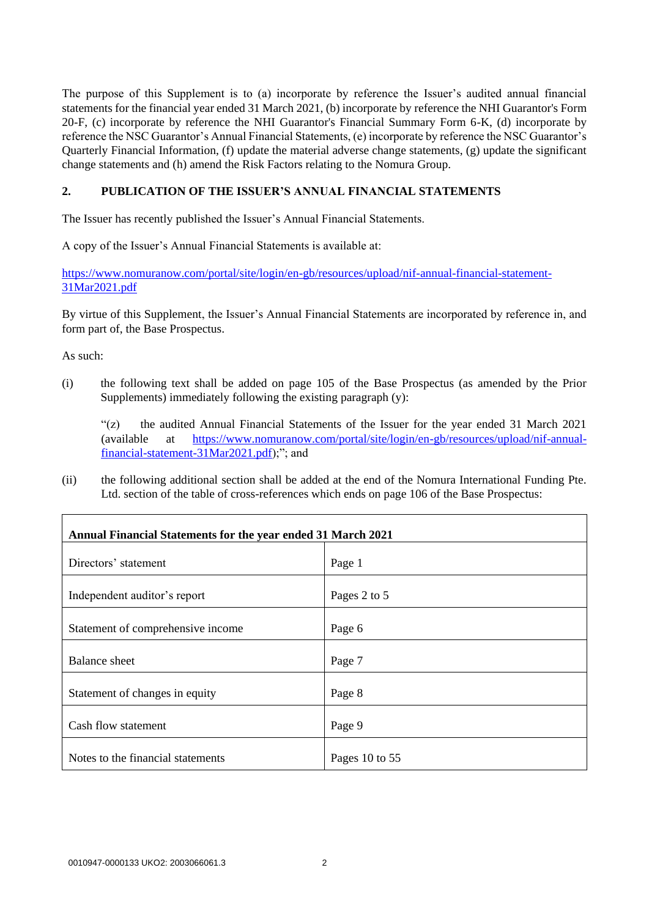The purpose of this Supplement is to (a) incorporate by reference the Issuer's audited annual financial statements for the financial year ended 31 March 2021, (b) incorporate by reference the NHI Guarantor's Form 20-F, (c) incorporate by reference the NHI Guarantor's Financial Summary Form 6-K, (d) incorporate by reference the NSC Guarantor's Annual Financial Statements, (e) incorporate by reference the NSC Guarantor's Quarterly Financial Information, (f) update the material adverse change statements, (g) update the significant change statements and (h) amend the Risk Factors relating to the Nomura Group.

## 2. PUBLICATION OF THE ISSUER'S ANNUAL FINANCIAL STATEMENTS

The Issuer has recently published the Issuer's Annual Financial Statements.

A copy of the Issuer's Annual Financial Statements is available at:

https://www.nomuranow.com/portal/site/login/en-gb/resources/upload/nif-annual-financial-statement-31Mar2021.pdf

By virtue of this Supplement, the Issuer's Annual Financial Statements are incorporated by reference in, and form part of, the Base Prospectus.

As such:

(i) the following text shall be added on page 105 of the Base Prospectus (as amended by the Prior Supplements) immediately following the existing paragraph (y):

"(z) the audited Annual Financial Statements of the Issuer for the year ended 31 March 2021 (available at https://www.nomuranow.com/portal/site/login/en-gb/resources/upload/nif-annual-financial-statement-31Mar2021.pdf);"; and

(ii) the following additional section shall be added at the end of the Nomura International Funding Pte. Ltd. section of the table of cross-references which ends on page 106 of the Base Prospectus:

| **Annual Financial Statements for the year ended 31 March 2021** | |
|---|---|
| Directors' statement | Page 1 |
| Independent auditor's report | Pages 2 to 5 |
| Statement of comprehensive income | Page 6 |
| Balance sheet | Page 7 |
| Statement of changes in equity | Page 8 |
| Cash flow statement | Page 9 |
| Notes to the financial statements | Pages 10 to 55 |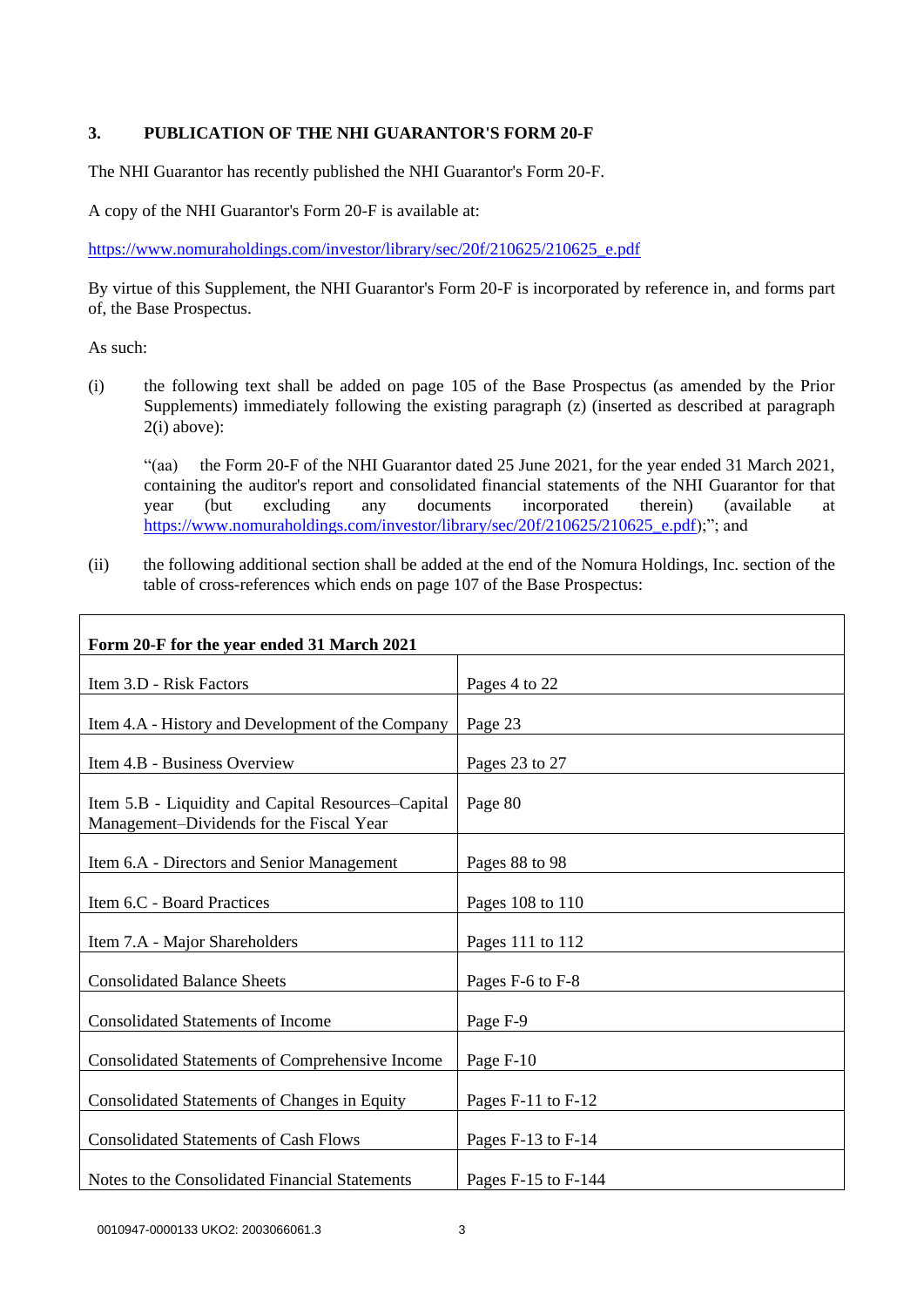### 3. PUBLICATION OF THE NHI GUARANTOR'S FORM 20-F

The NHI Guarantor has recently published the NHI Guarantor's Form 20-F.

A copy of the NHI Guarantor's Form 20-F is available at:

https://www.nomuraholdings.com/investor/library/sec/20f/210625/210625_e.pdf

By virtue of this Supplement, the NHI Guarantor's Form 20-F is incorporated by reference in, and forms part of, the Base Prospectus.

As such:

(i) the following text shall be added on page 105 of the Base Prospectus (as amended by the Prior Supplements) immediately following the existing paragraph (z) (inserted as described at paragraph 2(i) above):

"(aa) the Form 20-F of the NHI Guarantor dated 25 June 2021, for the year ended 31 March 2021, containing the auditor's report and consolidated financial statements of the NHI Guarantor for that year (but excluding any documents incorporated therein) (available at https://www.nomuraholdings.com/investor/library/sec/20f/210625/210625_e.pdf);"; and

(ii) the following additional section shall be added at the end of the Nomura Holdings, Inc. section of the table of cross-references which ends on page 107 of the Base Prospectus:

| **Form 20-F for the year ended 31 March 2021** | |
|---|---|
| Item 3.D - Risk Factors | Pages 4 to 22 |
| Item 4.A - History and Development of the Company | Page 23 |
| Item 4.B - Business Overview | Pages 23 to 27 |
| Item 5.B - Liquidity and Capital Resources–Capital Management–Dividends for the Fiscal Year | Page 80 |
| Item 6.A - Directors and Senior Management | Pages 88 to 98 |
| Item 6.C - Board Practices | Pages 108 to 110 |
| Item 7.A - Major Shareholders | Pages 111 to 112 |
| Consolidated Balance Sheets | Pages F-6 to F-8 |
| Consolidated Statements of Income | Page F-9 |
| Consolidated Statements of Comprehensive Income | Page F-10 |
| Consolidated Statements of Changes in Equity | Pages F-11 to F-12 |
| Consolidated Statements of Cash Flows | Pages F-13 to F-14 |
| Notes to the Consolidated Financial Statements | Pages F-15 to F-144 |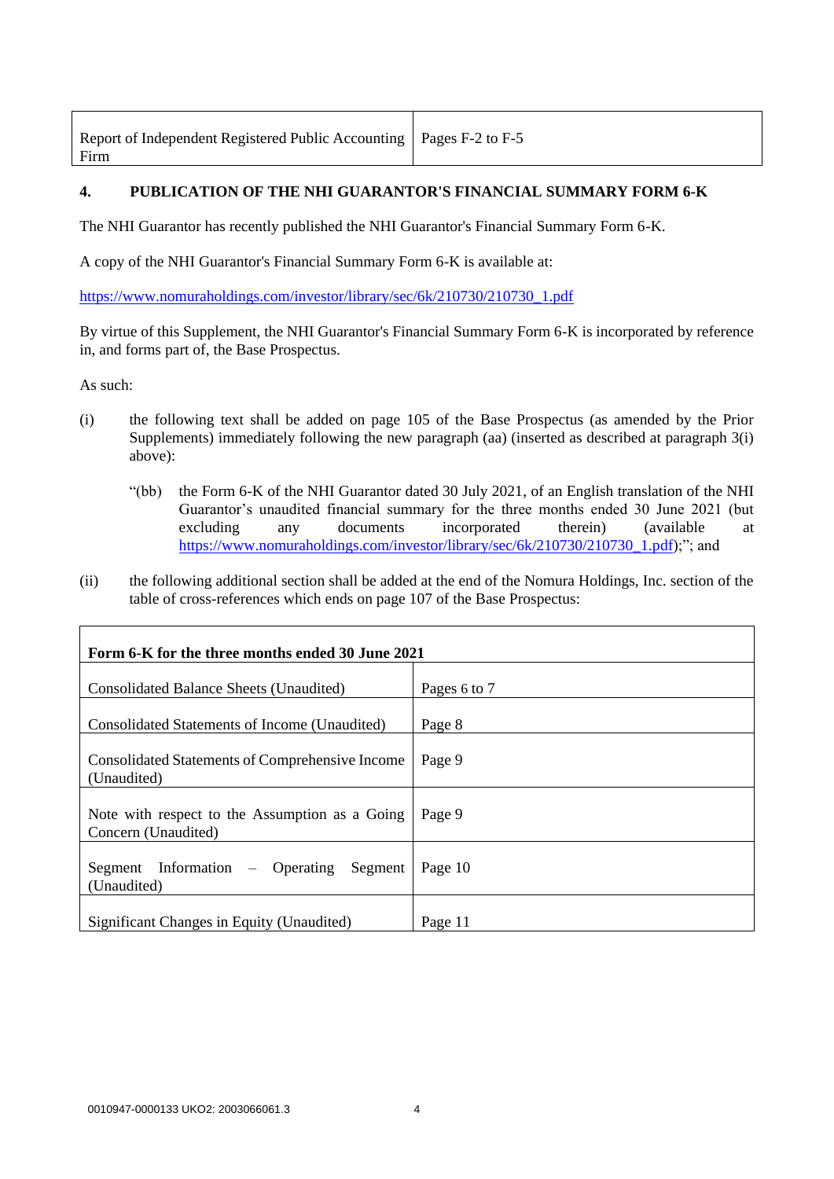| | |
|---|---|
| Report of Independent Registered Public Accounting Firm | Pages F-2 to F-5 |

## 4. PUBLICATION OF THE NHI GUARANTOR'S FINANCIAL SUMMARY FORM 6-K

The NHI Guarantor has recently published the NHI Guarantor's Financial Summary Form 6-K.

A copy of the NHI Guarantor's Financial Summary Form 6-K is available at:

https://www.nomuraholdings.com/investor/library/sec/6k/210730/210730_1.pdf

By virtue of this Supplement, the NHI Guarantor's Financial Summary Form 6-K is incorporated by reference in, and forms part of, the Base Prospectus.

As such:

(i) the following text shall be added on page 105 of the Base Prospectus (as amended by the Prior Supplements) immediately following the new paragraph (aa) (inserted as described at paragraph 3(i) above):

"(bb) the Form 6-K of the NHI Guarantor dated 30 July 2021, of an English translation of the NHI Guarantor's unaudited financial summary for the three months ended 30 June 2021 (but excluding any documents incorporated therein) (available at https://www.nomuraholdings.com/investor/library/sec/6k/210730/210730_1.pdf);"; and

(ii) the following additional section shall be added at the end of the Nomura Holdings, Inc. section of the table of cross-references which ends on page 107 of the Base Prospectus:

| **Form 6-K for the three months ended 30 June 2021** | |
|---|---|
| Consolidated Balance Sheets (Unaudited) | Pages 6 to 7 |
| Consolidated Statements of Income (Unaudited) | Page 8 |
| Consolidated Statements of Comprehensive Income (Unaudited) | Page 9 |
| Note with respect to the Assumption as a Going Concern (Unaudited) | Page 9 |
| Segment Information – Operating Segment (Unaudited) | Page 10 |
| Significant Changes in Equity (Unaudited) | Page 11 |

0010947-0000133 UKO2: 2003066061.3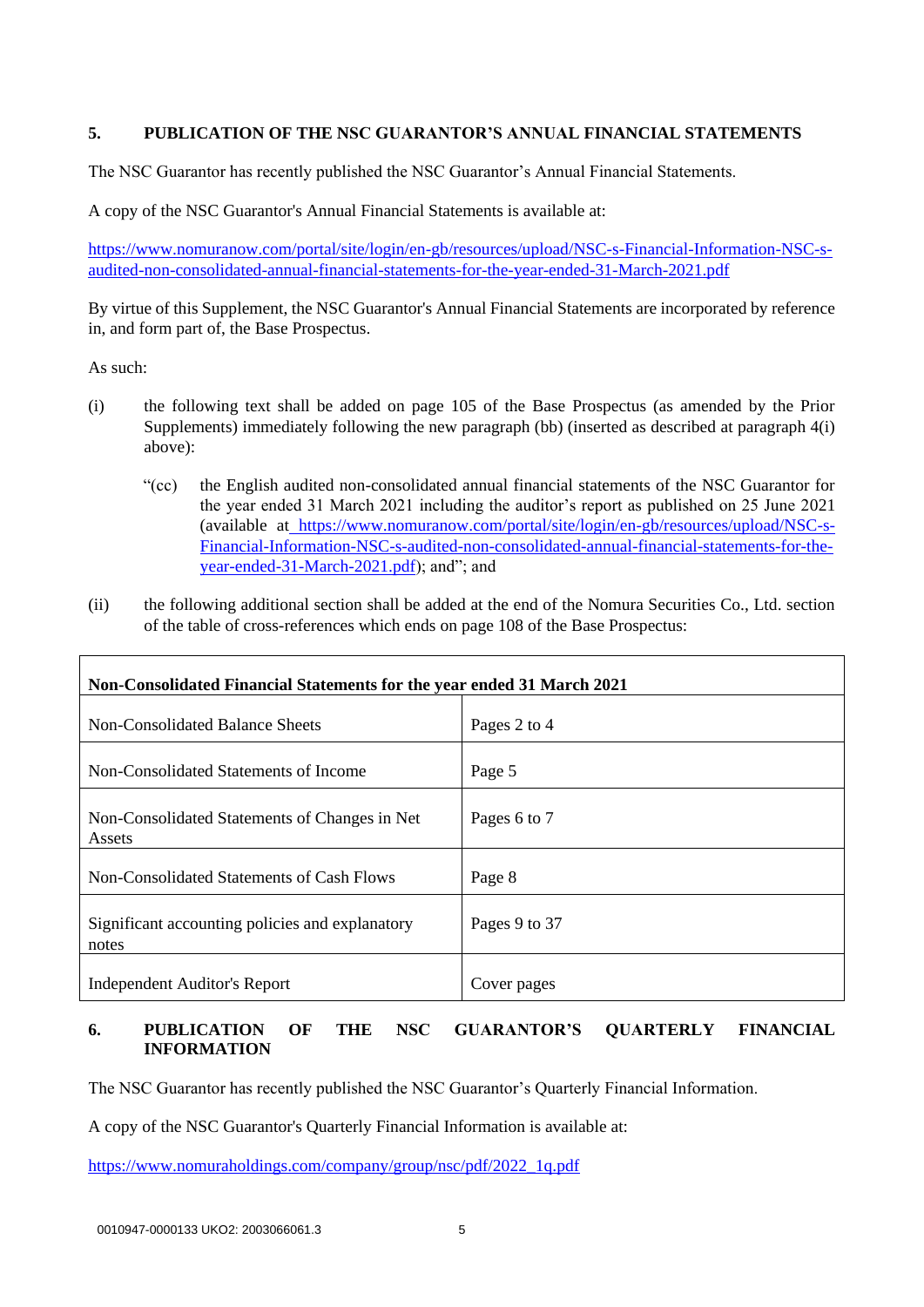## 5. PUBLICATION OF THE NSC GUARANTOR'S ANNUAL FINANCIAL STATEMENTS

The NSC Guarantor has recently published the NSC Guarantor's Annual Financial Statements.

A copy of the NSC Guarantor's Annual Financial Statements is available at:

https://www.nomuranow.com/portal/site/login/en-gb/resources/upload/NSC-s-Financial-Information-NSC-s-audited-non-consolidated-annual-financial-statements-for-the-year-ended-31-March-2021.pdf

By virtue of this Supplement, the NSC Guarantor's Annual Financial Statements are incorporated by reference in, and form part of, the Base Prospectus.

As such:

(i) the following text shall be added on page 105 of the Base Prospectus (as amended by the Prior Supplements) immediately following the new paragraph (bb) (inserted as described at paragraph 4(i) above):

> "(cc) the English audited non-consolidated annual financial statements of the NSC Guarantor for the year ended 31 March 2021 including the auditor's report as published on 25 June 2021 (available at https://www.nomuranow.com/portal/site/login/en-gb/resources/upload/NSC-s-Financial-Information-NSC-s-audited-non-consolidated-annual-financial-statements-for-the-year-ended-31-March-2021.pdf); and"; and

(ii) the following additional section shall be added at the end of the Nomura Securities Co., Ltd. section of the table of cross-references which ends on page 108 of the Base Prospectus:

| **Non-Consolidated Financial Statements for the year ended 31 March 2021** | |
|---|---|
| Non-Consolidated Balance Sheets | Pages 2 to 4 |
| Non-Consolidated Statements of Income | Page 5 |
| Non-Consolidated Statements of Changes in Net Assets | Pages 6 to 7 |
| Non-Consolidated Statements of Cash Flows | Page 8 |
| Significant accounting policies and explanatory notes | Pages 9 to 37 |
| Independent Auditor's Report | Cover pages |

## 6. PUBLICATION OF THE NSC GUARANTOR'S QUARTERLY FINANCIAL INFORMATION

The NSC Guarantor has recently published the NSC Guarantor's Quarterly Financial Information.

A copy of the NSC Guarantor's Quarterly Financial Information is available at:

https://www.nomuraholdings.com/company/group/nsc/pdf/2022_1q.pdf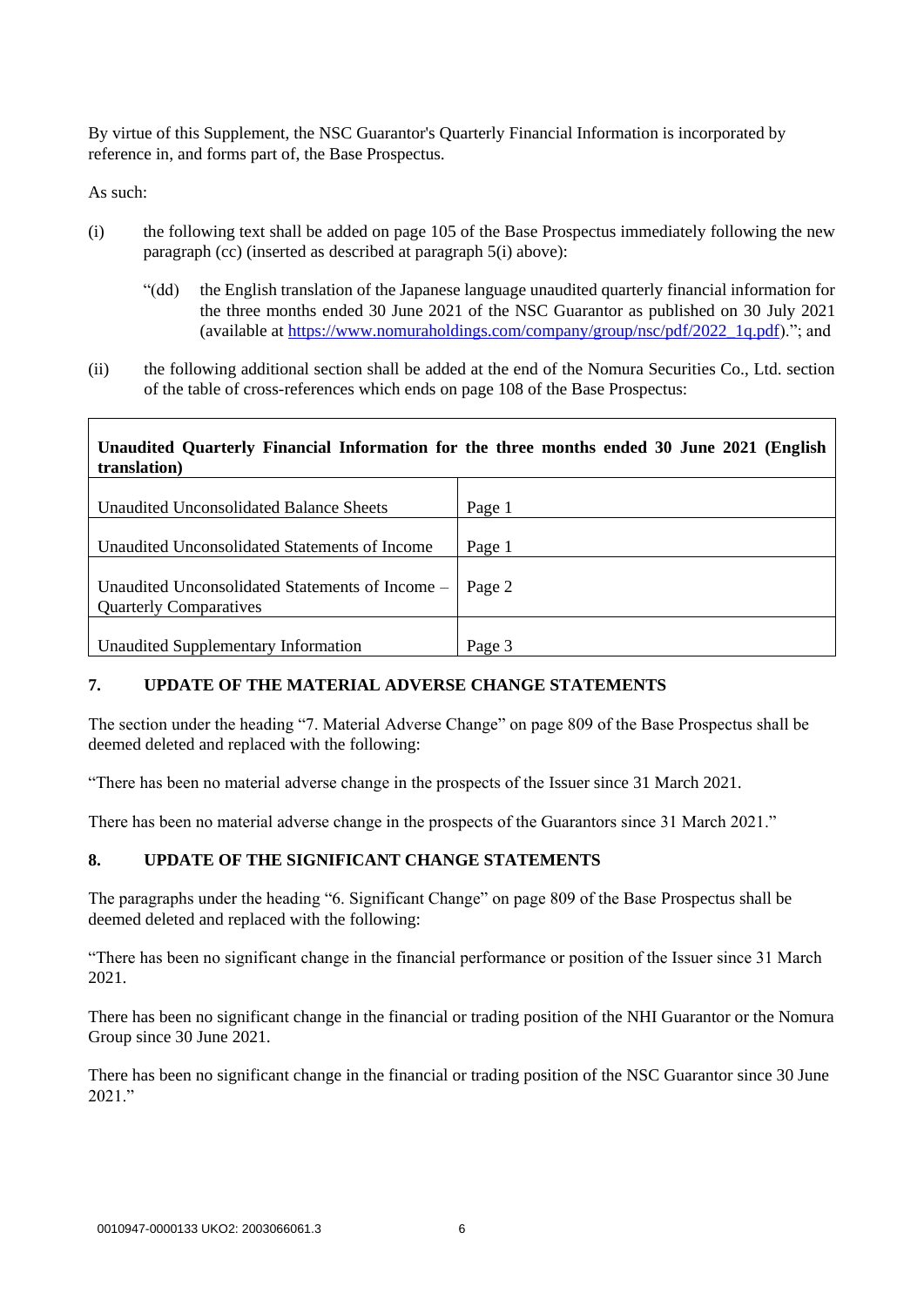By virtue of this Supplement, the NSC Guarantor's Quarterly Financial Information is incorporated by reference in, and forms part of, the Base Prospectus.

As such:

(i) the following text shall be added on page 105 of the Base Prospectus immediately following the new paragraph (cc) (inserted as described at paragraph 5(i) above):

> "(dd) the English translation of the Japanese language unaudited quarterly financial information for the three months ended 30 June 2021 of the NSC Guarantor as published on 30 July 2021 (available at https://www.nomuraholdings.com/company/group/nsc/pdf/2022_1q.pdf)."; and

(ii) the following additional section shall be added at the end of the Nomura Securities Co., Ltd. section of the table of cross-references which ends on page 108 of the Base Prospectus:

| **Unaudited Quarterly Financial Information for the three months ended 30 June 2021 (English translation)** | |
|---|---|
| Unaudited Unconsolidated Balance Sheets | Page 1 |
| Unaudited Unconsolidated Statements of Income | Page 1 |
| Unaudited Unconsolidated Statements of Income – Quarterly Comparatives | Page 2 |
| Unaudited Supplementary Information | Page 3 |

## 7. UPDATE OF THE MATERIAL ADVERSE CHANGE STATEMENTS

The section under the heading "7. Material Adverse Change" on page 809 of the Base Prospectus shall be deemed deleted and replaced with the following:

"There has been no material adverse change in the prospects of the Issuer since 31 March 2021.

There has been no material adverse change in the prospects of the Guarantors since 31 March 2021."

## 8. UPDATE OF THE SIGNIFICANT CHANGE STATEMENTS

The paragraphs under the heading "6. Significant Change" on page 809 of the Base Prospectus shall be deemed deleted and replaced with the following:

"There has been no significant change in the financial performance or position of the Issuer since 31 March 2021.

There has been no significant change in the financial or trading position of the NHI Guarantor or the Nomura Group since 30 June 2021.

There has been no significant change in the financial or trading position of the NSC Guarantor since 30 June 2021."

0010947-0000133 UKO2: 2003066061.3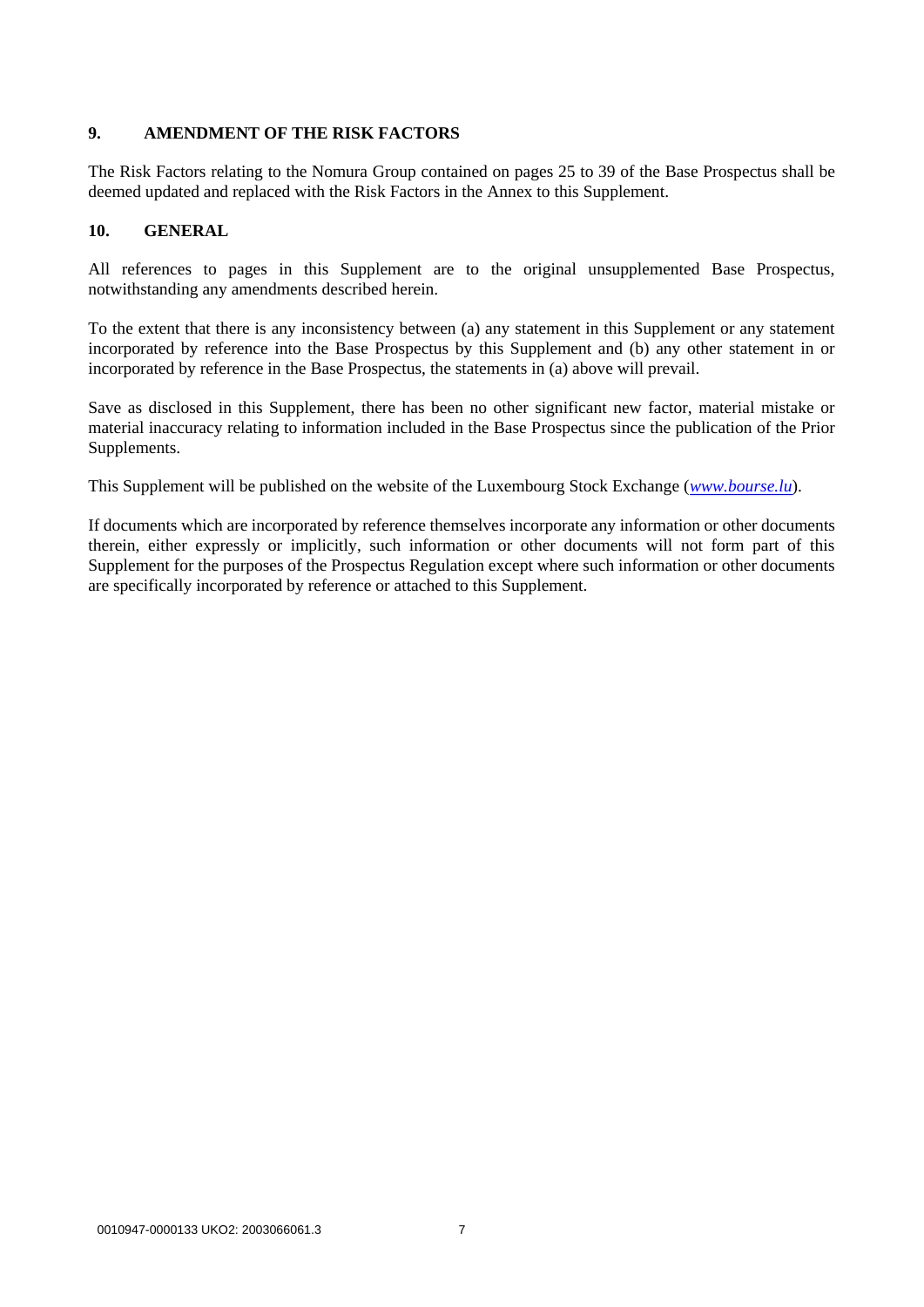## 9. AMENDMENT OF THE RISK FACTORS

The Risk Factors relating to the Nomura Group contained on pages 25 to 39 of the Base Prospectus shall be deemed updated and replaced with the Risk Factors in the Annex to this Supplement.

## 10. GENERAL

All references to pages in this Supplement are to the original unsupplemented Base Prospectus, notwithstanding any amendments described herein.

To the extent that there is any inconsistency between (a) any statement in this Supplement or any statement incorporated by reference into the Base Prospectus by this Supplement and (b) any other statement in or incorporated by reference in the Base Prospectus, the statements in (a) above will prevail.

Save as disclosed in this Supplement, there has been no other significant new factor, material mistake or material inaccuracy relating to information included in the Base Prospectus since the publication of the Prior Supplements.

This Supplement will be published on the website of the Luxembourg Stock Exchange (*www.bourse.lu*).

If documents which are incorporated by reference themselves incorporate any information or other documents therein, either expressly or implicitly, such information or other documents will not form part of this Supplement for the purposes of the Prospectus Regulation except where such information or other documents are specifically incorporated by reference or attached to this Supplement.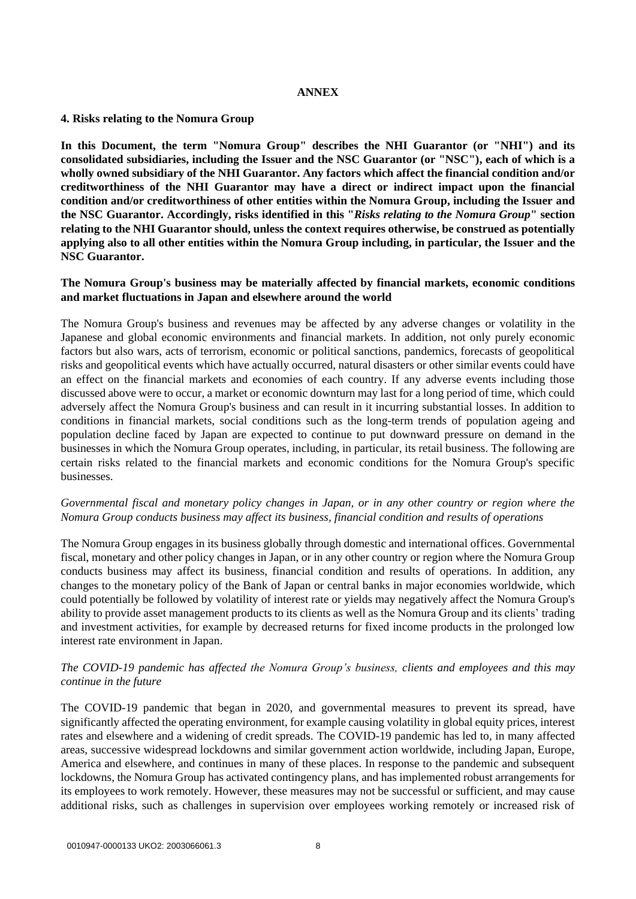## ANNEX

### 4. Risks relating to the Nomura Group

**In this Document, the term "Nomura Group" describes the NHI Guarantor (or "NHI") and its consolidated subsidiaries, including the Issuer and the NSC Guarantor (or "NSC"), each of which is a wholly owned subsidiary of the NHI Guarantor. Any factors which affect the financial condition and/or creditworthiness of the NHI Guarantor may have a direct or indirect impact upon the financial condition and/or creditworthiness of other entities within the Nomura Group, including the Issuer and the NSC Guarantor. Accordingly, risks identified in this "*Risks relating to the Nomura Group*" section relating to the NHI Guarantor should, unless the context requires otherwise, be construed as potentially applying also to all other entities within the Nomura Group including, in particular, the Issuer and the NSC Guarantor.**

**The Nomura Group's business may be materially affected by financial markets, economic conditions and market fluctuations in Japan and elsewhere around the world**

The Nomura Group's business and revenues may be affected by any adverse changes or volatility in the Japanese and global economic environments and financial markets. In addition, not only purely economic factors but also wars, acts of terrorism, economic or political sanctions, pandemics, forecasts of geopolitical risks and geopolitical events which have actually occurred, natural disasters or other similar events could have an effect on the financial markets and economies of each country. If any adverse events including those discussed above were to occur, a market or economic downturn may last for a long period of time, which could adversely affect the Nomura Group's business and can result in it incurring substantial losses. In addition to conditions in financial markets, social conditions such as the long-term trends of population ageing and population decline faced by Japan are expected to continue to put downward pressure on demand in the businesses in which the Nomura Group operates, including, in particular, its retail business. The following are certain risks related to the financial markets and economic conditions for the Nomura Group's specific businesses.

*Governmental fiscal and monetary policy changes in Japan, or in any other country or region where the Nomura Group conducts business may affect its business, financial condition and results of operations*

The Nomura Group engages in its business globally through domestic and international offices. Governmental fiscal, monetary and other policy changes in Japan, or in any other country or region where the Nomura Group conducts business may affect its business, financial condition and results of operations. In addition, any changes to the monetary policy of the Bank of Japan or central banks in major economies worldwide, which could potentially be followed by volatility of interest rate or yields may negatively affect the Nomura Group's ability to provide asset management products to its clients as well as the Nomura Group and its clients' trading and investment activities, for example by decreased returns for fixed income products in the prolonged low interest rate environment in Japan.

*The COVID-19 pandemic has affected the Nomura Group's business, clients and employees and this may continue in the future*

The COVID-19 pandemic that began in 2020, and governmental measures to prevent its spread, have significantly affected the operating environment, for example causing volatility in global equity prices, interest rates and elsewhere and a widening of credit spreads. The COVID-19 pandemic has led to, in many affected areas, successive widespread lockdowns and similar government action worldwide, including Japan, Europe, America and elsewhere, and continues in many of these places. In response to the pandemic and subsequent lockdowns, the Nomura Group has activated contingency plans, and has implemented robust arrangements for its employees to work remotely. However, these measures may not be successful or sufficient, and may cause additional risks, such as challenges in supervision over employees working remotely or increased risk of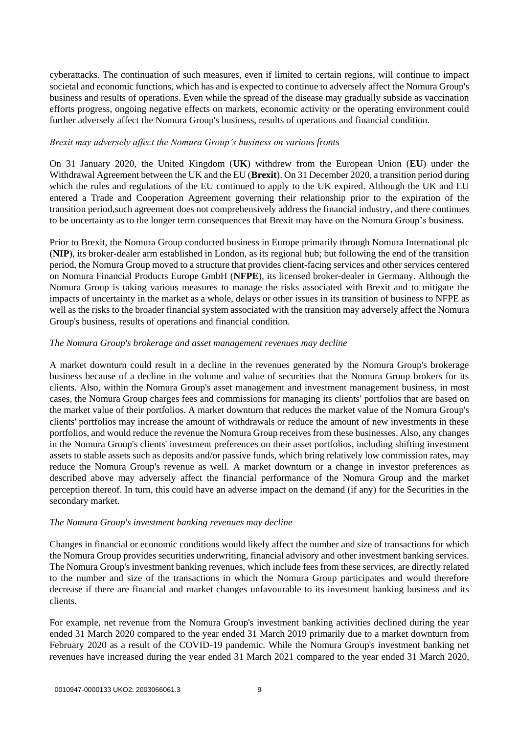cyberattacks. The continuation of such measures, even if limited to certain regions, will continue to impact societal and economic functions, which has and is expected to continue to adversely affect the Nomura Group's business and results of operations. Even while the spread of the disease may gradually subside as vaccination efforts progress, ongoing negative effects on markets, economic activity or the operating environment could further adversely affect the Nomura Group's business, results of operations and financial condition.

*Brexit may adversely affect the Nomura Group's business on various fronts*

On 31 January 2020, the United Kingdom (**UK**) withdrew from the European Union (**EU**) under the Withdrawal Agreement between the UK and the EU (**Brexit**). On 31 December 2020, a transition period during which the rules and regulations of the EU continued to apply to the UK expired. Although the UK and EU entered a Trade and Cooperation Agreement governing their relationship prior to the expiration of the transition period,such agreement does not comprehensively address the financial industry, and there continues to be uncertainty as to the longer term consequences that Brexit may have on the Nomura Group's business.

Prior to Brexit, the Nomura Group conducted business in Europe primarily through Nomura International plc (**NIP**), its broker-dealer arm established in London, as its regional hub; but following the end of the transition period, the Nomura Group moved to a structure that provides client-facing services and other services centered on Nomura Financial Products Europe GmbH (**NFPE**), its licensed broker-dealer in Germany. Although the Nomura Group is taking various measures to manage the risks associated with Brexit and to mitigate the impacts of uncertainty in the market as a whole, delays or other issues in its transition of business to NFPE as well as the risks to the broader financial system associated with the transition may adversely affect the Nomura Group's business, results of operations and financial condition.

*The Nomura Group's brokerage and asset management revenues may decline*

A market downturn could result in a decline in the revenues generated by the Nomura Group's brokerage business because of a decline in the volume and value of securities that the Nomura Group brokers for its clients. Also, within the Nomura Group's asset management and investment management business, in most cases, the Nomura Group charges fees and commissions for managing its clients' portfolios that are based on the market value of their portfolios. A market downturn that reduces the market value of the Nomura Group's clients' portfolios may increase the amount of withdrawals or reduce the amount of new investments in these portfolios, and would reduce the revenue the Nomura Group receives from these businesses. Also, any changes in the Nomura Group's clients' investment preferences on their asset portfolios, including shifting investment assets to stable assets such as deposits and/or passive funds, which bring relatively low commission rates, may reduce the Nomura Group's revenue as well. A market downturn or a change in investor preferences as described above may adversely affect the financial performance of the Nomura Group and the market perception thereof. In turn, this could have an adverse impact on the demand (if any) for the Securities in the secondary market.

*The Nomura Group's investment banking revenues may decline*

Changes in financial or economic conditions would likely affect the number and size of transactions for which the Nomura Group provides securities underwriting, financial advisory and other investment banking services. The Nomura Group's investment banking revenues, which include fees from these services, are directly related to the number and size of the transactions in which the Nomura Group participates and would therefore decrease if there are financial and market changes unfavourable to its investment banking business and its clients.

For example, net revenue from the Nomura Group's investment banking activities declined during the year ended 31 March 2020 compared to the year ended 31 March 2019 primarily due to a market downturn from February 2020 as a result of the COVID-19 pandemic. While the Nomura Group's investment banking net revenues have increased during the year ended 31 March 2021 compared to the year ended 31 March 2020,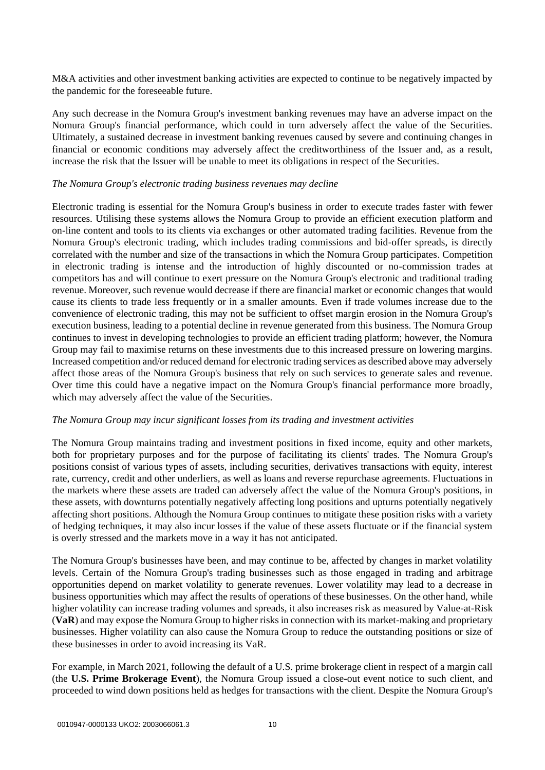M&A activities and other investment banking activities are expected to continue to be negatively impacted by the pandemic for the foreseeable future.

Any such decrease in the Nomura Group's investment banking revenues may have an adverse impact on the Nomura Group's financial performance, which could in turn adversely affect the value of the Securities. Ultimately, a sustained decrease in investment banking revenues caused by severe and continuing changes in financial or economic conditions may adversely affect the creditworthiness of the Issuer and, as a result, increase the risk that the Issuer will be unable to meet its obligations in respect of the Securities.

*The Nomura Group's electronic trading business revenues may decline*

Electronic trading is essential for the Nomura Group's business in order to execute trades faster with fewer resources. Utilising these systems allows the Nomura Group to provide an efficient execution platform and on-line content and tools to its clients via exchanges or other automated trading facilities. Revenue from the Nomura Group's electronic trading, which includes trading commissions and bid-offer spreads, is directly correlated with the number and size of the transactions in which the Nomura Group participates. Competition in electronic trading is intense and the introduction of highly discounted or no-commission trades at competitors has and will continue to exert pressure on the Nomura Group's electronic and traditional trading revenue. Moreover, such revenue would decrease if there are financial market or economic changes that would cause its clients to trade less frequently or in a smaller amounts. Even if trade volumes increase due to the convenience of electronic trading, this may not be sufficient to offset margin erosion in the Nomura Group's execution business, leading to a potential decline in revenue generated from this business. The Nomura Group continues to invest in developing technologies to provide an efficient trading platform; however, the Nomura Group may fail to maximise returns on these investments due to this increased pressure on lowering margins. Increased competition and/or reduced demand for electronic trading services as described above may adversely affect those areas of the Nomura Group's business that rely on such services to generate sales and revenue. Over time this could have a negative impact on the Nomura Group's financial performance more broadly, which may adversely affect the value of the Securities.

*The Nomura Group may incur significant losses from its trading and investment activities*

The Nomura Group maintains trading and investment positions in fixed income, equity and other markets, both for proprietary purposes and for the purpose of facilitating its clients' trades. The Nomura Group's positions consist of various types of assets, including securities, derivatives transactions with equity, interest rate, currency, credit and other underliers, as well as loans and reverse repurchase agreements. Fluctuations in the markets where these assets are traded can adversely affect the value of the Nomura Group's positions, in these assets, with downturns potentially negatively affecting long positions and upturns potentially negatively affecting short positions. Although the Nomura Group continues to mitigate these position risks with a variety of hedging techniques, it may also incur losses if the value of these assets fluctuate or if the financial system is overly stressed and the markets move in a way it has not anticipated.

The Nomura Group's businesses have been, and may continue to be, affected by changes in market volatility levels. Certain of the Nomura Group's trading businesses such as those engaged in trading and arbitrage opportunities depend on market volatility to generate revenues. Lower volatility may lead to a decrease in business opportunities which may affect the results of operations of these businesses. On the other hand, while higher volatility can increase trading volumes and spreads, it also increases risk as measured by Value-at-Risk (**VaR**) and may expose the Nomura Group to higher risks in connection with its market-making and proprietary businesses. Higher volatility can also cause the Nomura Group to reduce the outstanding positions or size of these businesses in order to avoid increasing its VaR.

For example, in March 2021, following the default of a U.S. prime brokerage client in respect of a margin call (the **U.S. Prime Brokerage Event**), the Nomura Group issued a close-out event notice to such client, and proceeded to wind down positions held as hedges for transactions with the client. Despite the Nomura Group's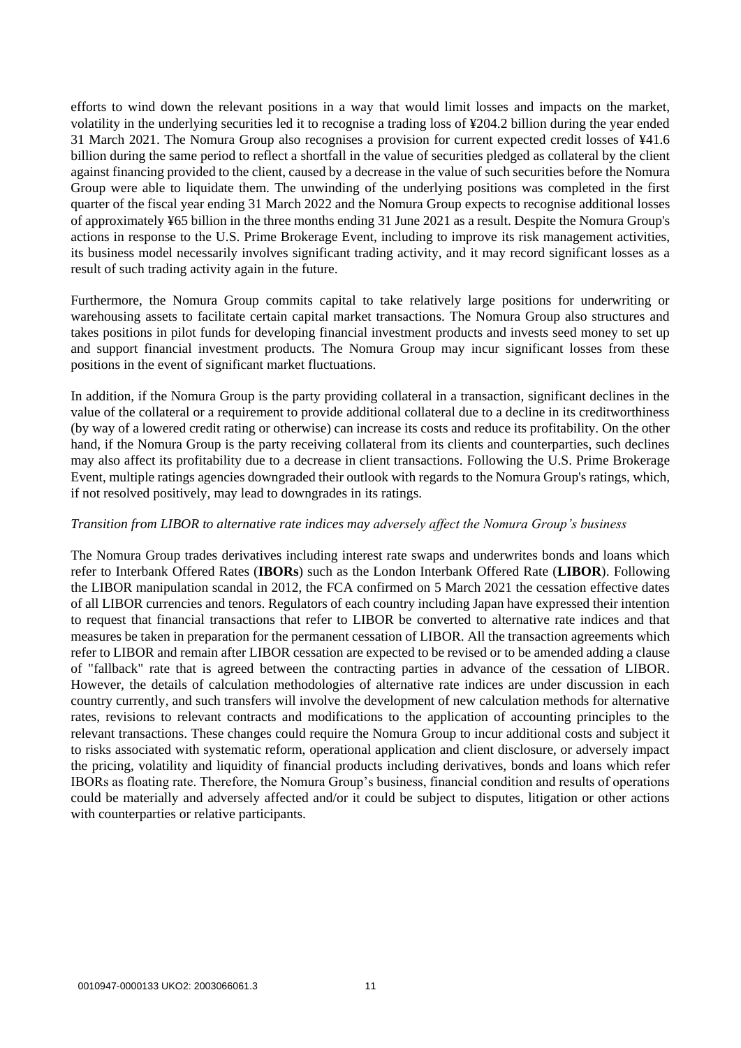efforts to wind down the relevant positions in a way that would limit losses and impacts on the market, volatility in the underlying securities led it to recognise a trading loss of ¥204.2 billion during the year ended 31 March 2021. The Nomura Group also recognises a provision for current expected credit losses of ¥41.6 billion during the same period to reflect a shortfall in the value of securities pledged as collateral by the client against financing provided to the client, caused by a decrease in the value of such securities before the Nomura Group were able to liquidate them. The unwinding of the underlying positions was completed in the first quarter of the fiscal year ending 31 March 2022 and the Nomura Group expects to recognise additional losses of approximately ¥65 billion in the three months ending 31 June 2021 as a result. Despite the Nomura Group's actions in response to the U.S. Prime Brokerage Event, including to improve its risk management activities, its business model necessarily involves significant trading activity, and it may record significant losses as a result of such trading activity again in the future.

Furthermore, the Nomura Group commits capital to take relatively large positions for underwriting or warehousing assets to facilitate certain capital market transactions. The Nomura Group also structures and takes positions in pilot funds for developing financial investment products and invests seed money to set up and support financial investment products. The Nomura Group may incur significant losses from these positions in the event of significant market fluctuations.

In addition, if the Nomura Group is the party providing collateral in a transaction, significant declines in the value of the collateral or a requirement to provide additional collateral due to a decline in its creditworthiness (by way of a lowered credit rating or otherwise) can increase its costs and reduce its profitability. On the other hand, if the Nomura Group is the party receiving collateral from its clients and counterparties, such declines may also affect its profitability due to a decrease in client transactions. Following the U.S. Prime Brokerage Event, multiple ratings agencies downgraded their outlook with regards to the Nomura Group's ratings, which, if not resolved positively, may lead to downgrades in its ratings.

*Transition from LIBOR to alternative rate indices may adversely affect the Nomura Group’s business*

The Nomura Group trades derivatives including interest rate swaps and underwrites bonds and loans which refer to Interbank Offered Rates (**IBORs**) such as the London Interbank Offered Rate (**LIBOR**). Following the LIBOR manipulation scandal in 2012, the FCA confirmed on 5 March 2021 the cessation effective dates of all LIBOR currencies and tenors. Regulators of each country including Japan have expressed their intention to request that financial transactions that refer to LIBOR be converted to alternative rate indices and that measures be taken in preparation for the permanent cessation of LIBOR. All the transaction agreements which refer to LIBOR and remain after LIBOR cessation are expected to be revised or to be amended adding a clause of "fallback" rate that is agreed between the contracting parties in advance of the cessation of LIBOR. However, the details of calculation methodologies of alternative rate indices are under discussion in each country currently, and such transfers will involve the development of new calculation methods for alternative rates, revisions to relevant contracts and modifications to the application of accounting principles to the relevant transactions. These changes could require the Nomura Group to incur additional costs and subject it to risks associated with systematic reform, operational application and client disclosure, or adversely impact the pricing, volatility and liquidity of financial products including derivatives, bonds and loans which refer IBORs as floating rate. Therefore, the Nomura Group’s business, financial condition and results of operations could be materially and adversely affected and/or it could be subject to disputes, litigation or other actions with counterparties or relative participants.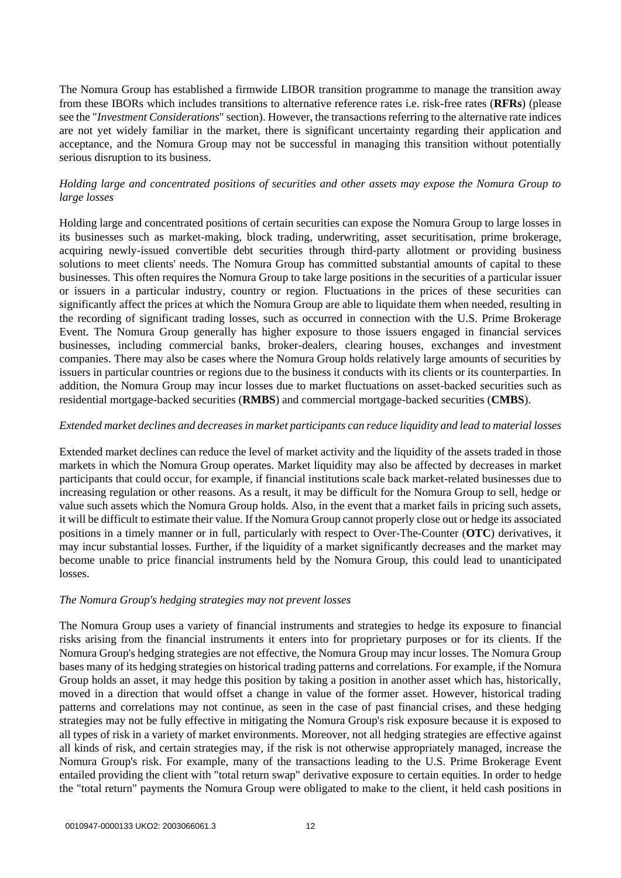The Nomura Group has established a firmwide LIBOR transition programme to manage the transition away from these IBORs which includes transitions to alternative reference rates i.e. risk-free rates (**RFRs**) (please see the "*Investment Considerations*" section). However, the transactions referring to the alternative rate indices are not yet widely familiar in the market, there is significant uncertainty regarding their application and acceptance, and the Nomura Group may not be successful in managing this transition without potentially serious disruption to its business.

*Holding large and concentrated positions of securities and other assets may expose the Nomura Group to large losses*

Holding large and concentrated positions of certain securities can expose the Nomura Group to large losses in its businesses such as market-making, block trading, underwriting, asset securitisation, prime brokerage, acquiring newly-issued convertible debt securities through third-party allotment or providing business solutions to meet clients' needs. The Nomura Group has committed substantial amounts of capital to these businesses. This often requires the Nomura Group to take large positions in the securities of a particular issuer or issuers in a particular industry, country or region. Fluctuations in the prices of these securities can significantly affect the prices at which the Nomura Group are able to liquidate them when needed, resulting in the recording of significant trading losses, such as occurred in connection with the U.S. Prime Brokerage Event. The Nomura Group generally has higher exposure to those issuers engaged in financial services businesses, including commercial banks, broker-dealers, clearing houses, exchanges and investment companies. There may also be cases where the Nomura Group holds relatively large amounts of securities by issuers in particular countries or regions due to the business it conducts with its clients or its counterparties. In addition, the Nomura Group may incur losses due to market fluctuations on asset-backed securities such as residential mortgage-backed securities (**RMBS**) and commercial mortgage-backed securities (**CMBS**).

*Extended market declines and decreases in market participants can reduce liquidity and lead to material losses*

Extended market declines can reduce the level of market activity and the liquidity of the assets traded in those markets in which the Nomura Group operates. Market liquidity may also be affected by decreases in market participants that could occur, for example, if financial institutions scale back market-related businesses due to increasing regulation or other reasons. As a result, it may be difficult for the Nomura Group to sell, hedge or value such assets which the Nomura Group holds. Also, in the event that a market fails in pricing such assets, it will be difficult to estimate their value. If the Nomura Group cannot properly close out or hedge its associated positions in a timely manner or in full, particularly with respect to Over-The-Counter (**OTC**) derivatives, it may incur substantial losses. Further, if the liquidity of a market significantly decreases and the market may become unable to price financial instruments held by the Nomura Group, this could lead to unanticipated losses.

*The Nomura Group's hedging strategies may not prevent losses*

The Nomura Group uses a variety of financial instruments and strategies to hedge its exposure to financial risks arising from the financial instruments it enters into for proprietary purposes or for its clients. If the Nomura Group's hedging strategies are not effective, the Nomura Group may incur losses. The Nomura Group bases many of its hedging strategies on historical trading patterns and correlations. For example, if the Nomura Group holds an asset, it may hedge this position by taking a position in another asset which has, historically, moved in a direction that would offset a change in value of the former asset. However, historical trading patterns and correlations may not continue, as seen in the case of past financial crises, and these hedging strategies may not be fully effective in mitigating the Nomura Group's risk exposure because it is exposed to all types of risk in a variety of market environments. Moreover, not all hedging strategies are effective against all kinds of risk, and certain strategies may, if the risk is not otherwise appropriately managed, increase the Nomura Group's risk. For example, many of the transactions leading to the U.S. Prime Brokerage Event entailed providing the client with "total return swap" derivative exposure to certain equities. In order to hedge the "total return" payments the Nomura Group were obligated to make to the client, it held cash positions in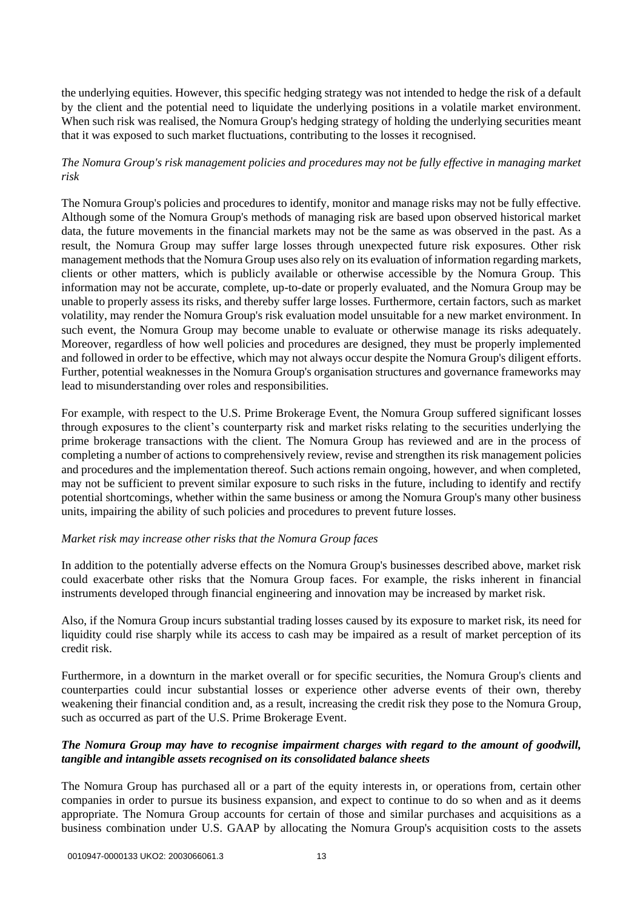the underlying equities. However, this specific hedging strategy was not intended to hedge the risk of a default by the client and the potential need to liquidate the underlying positions in a volatile market environment. When such risk was realised, the Nomura Group's hedging strategy of holding the underlying securities meant that it was exposed to such market fluctuations, contributing to the losses it recognised.

*The Nomura Group's risk management policies and procedures may not be fully effective in managing market risk*

The Nomura Group's policies and procedures to identify, monitor and manage risks may not be fully effective. Although some of the Nomura Group's methods of managing risk are based upon observed historical market data, the future movements in the financial markets may not be the same as was observed in the past. As a result, the Nomura Group may suffer large losses through unexpected future risk exposures. Other risk management methods that the Nomura Group uses also rely on its evaluation of information regarding markets, clients or other matters, which is publicly available or otherwise accessible by the Nomura Group. This information may not be accurate, complete, up-to-date or properly evaluated, and the Nomura Group may be unable to properly assess its risks, and thereby suffer large losses. Furthermore, certain factors, such as market volatility, may render the Nomura Group's risk evaluation model unsuitable for a new market environment. In such event, the Nomura Group may become unable to evaluate or otherwise manage its risks adequately. Moreover, regardless of how well policies and procedures are designed, they must be properly implemented and followed in order to be effective, which may not always occur despite the Nomura Group's diligent efforts. Further, potential weaknesses in the Nomura Group's organisation structures and governance frameworks may lead to misunderstanding over roles and responsibilities.

For example, with respect to the U.S. Prime Brokerage Event, the Nomura Group suffered significant losses through exposures to the client's counterparty risk and market risks relating to the securities underlying the prime brokerage transactions with the client. The Nomura Group has reviewed and are in the process of completing a number of actions to comprehensively review, revise and strengthen its risk management policies and procedures and the implementation thereof. Such actions remain ongoing, however, and when completed, may not be sufficient to prevent similar exposure to such risks in the future, including to identify and rectify potential shortcomings, whether within the same business or among the Nomura Group's many other business units, impairing the ability of such policies and procedures to prevent future losses.

*Market risk may increase other risks that the Nomura Group faces*

In addition to the potentially adverse effects on the Nomura Group's businesses described above, market risk could exacerbate other risks that the Nomura Group faces. For example, the risks inherent in financial instruments developed through financial engineering and innovation may be increased by market risk.

Also, if the Nomura Group incurs substantial trading losses caused by its exposure to market risk, its need for liquidity could rise sharply while its access to cash may be impaired as a result of market perception of its credit risk.

Furthermore, in a downturn in the market overall or for specific securities, the Nomura Group's clients and counterparties could incur substantial losses or experience other adverse events of their own, thereby weakening their financial condition and, as a result, increasing the credit risk they pose to the Nomura Group, such as occurred as part of the U.S. Prime Brokerage Event.

***The Nomura Group may have to recognise impairment charges with regard to the amount of goodwill, tangible and intangible assets recognised on its consolidated balance sheets***

The Nomura Group has purchased all or a part of the equity interests in, or operations from, certain other companies in order to pursue its business expansion, and expect to continue to do so when and as it deems appropriate. The Nomura Group accounts for certain of those and similar purchases and acquisitions as a business combination under U.S. GAAP by allocating the Nomura Group's acquisition costs to the assets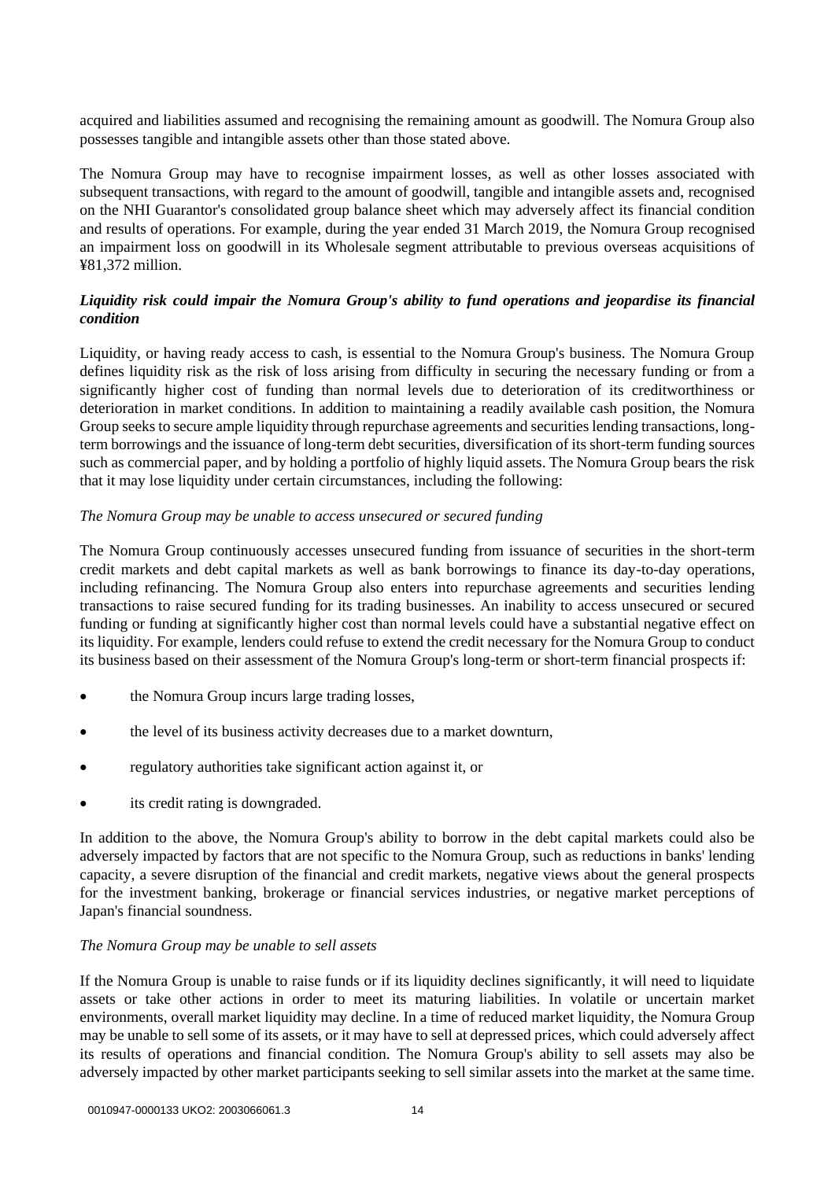acquired and liabilities assumed and recognising the remaining amount as goodwill. The Nomura Group also possesses tangible and intangible assets other than those stated above.

The Nomura Group may have to recognise impairment losses, as well as other losses associated with subsequent transactions, with regard to the amount of goodwill, tangible and intangible assets and, recognised on the NHI Guarantor's consolidated group balance sheet which may adversely affect its financial condition and results of operations. For example, during the year ended 31 March 2019, the Nomura Group recognised an impairment loss on goodwill in its Wholesale segment attributable to previous overseas acquisitions of ¥81,372 million.

***Liquidity risk could impair the Nomura Group's ability to fund operations and jeopardise its financial condition***

Liquidity, or having ready access to cash, is essential to the Nomura Group's business. The Nomura Group defines liquidity risk as the risk of loss arising from difficulty in securing the necessary funding or from a significantly higher cost of funding than normal levels due to deterioration of its creditworthiness or deterioration in market conditions. In addition to maintaining a readily available cash position, the Nomura Group seeks to secure ample liquidity through repurchase agreements and securities lending transactions, long-term borrowings and the issuance of long-term debt securities, diversification of its short-term funding sources such as commercial paper, and by holding a portfolio of highly liquid assets. The Nomura Group bears the risk that it may lose liquidity under certain circumstances, including the following:

*The Nomura Group may be unable to access unsecured or secured funding*

The Nomura Group continuously accesses unsecured funding from issuance of securities in the short-term credit markets and debt capital markets as well as bank borrowings to finance its day-to-day operations, including refinancing. The Nomura Group also enters into repurchase agreements and securities lending transactions to raise secured funding for its trading businesses. An inability to access unsecured or secured funding or funding at significantly higher cost than normal levels could have a substantial negative effect on its liquidity. For example, lenders could refuse to extend the credit necessary for the Nomura Group to conduct its business based on their assessment of the Nomura Group's long-term or short-term financial prospects if:

- the Nomura Group incurs large trading losses,
- the level of its business activity decreases due to a market downturn,
- regulatory authorities take significant action against it, or
- its credit rating is downgraded.

In addition to the above, the Nomura Group's ability to borrow in the debt capital markets could also be adversely impacted by factors that are not specific to the Nomura Group, such as reductions in banks' lending capacity, a severe disruption of the financial and credit markets, negative views about the general prospects for the investment banking, brokerage or financial services industries, or negative market perceptions of Japan's financial soundness.

*The Nomura Group may be unable to sell assets*

If the Nomura Group is unable to raise funds or if its liquidity declines significantly, it will need to liquidate assets or take other actions in order to meet its maturing liabilities. In volatile or uncertain market environments, overall market liquidity may decline. In a time of reduced market liquidity, the Nomura Group may be unable to sell some of its assets, or it may have to sell at depressed prices, which could adversely affect its results of operations and financial condition. The Nomura Group's ability to sell assets may also be adversely impacted by other market participants seeking to sell similar assets into the market at the same time.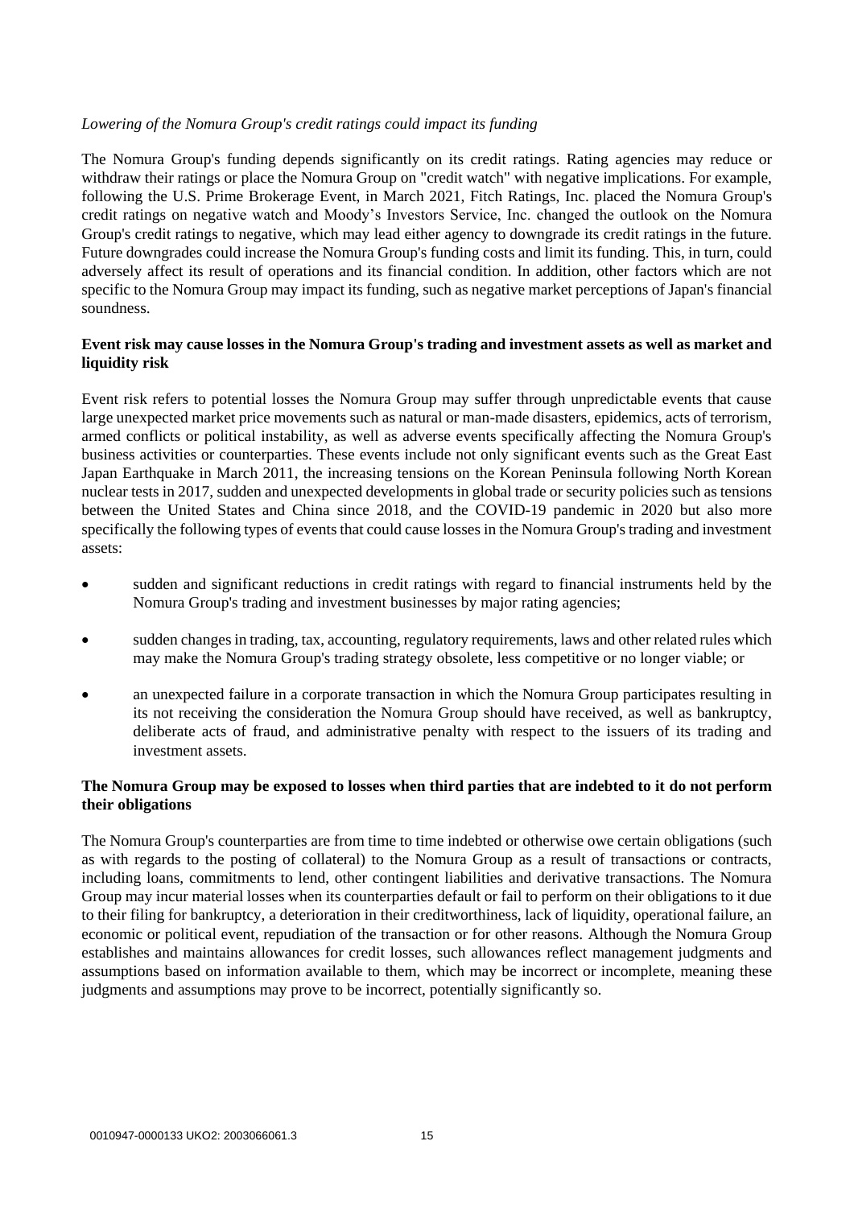*Lowering of the Nomura Group's credit ratings could impact its funding*

The Nomura Group's funding depends significantly on its credit ratings. Rating agencies may reduce or withdraw their ratings or place the Nomura Group on "credit watch" with negative implications. For example, following the U.S. Prime Brokerage Event, in March 2021, Fitch Ratings, Inc. placed the Nomura Group's credit ratings on negative watch and Moody's Investors Service, Inc. changed the outlook on the Nomura Group's credit ratings to negative, which may lead either agency to downgrade its credit ratings in the future. Future downgrades could increase the Nomura Group's funding costs and limit its funding. This, in turn, could adversely affect its result of operations and its financial condition. In addition, other factors which are not specific to the Nomura Group may impact its funding, such as negative market perceptions of Japan's financial soundness.

**Event risk may cause losses in the Nomura Group's trading and investment assets as well as market and liquidity risk**

Event risk refers to potential losses the Nomura Group may suffer through unpredictable events that cause large unexpected market price movements such as natural or man-made disasters, epidemics, acts of terrorism, armed conflicts or political instability, as well as adverse events specifically affecting the Nomura Group's business activities or counterparties. These events include not only significant events such as the Great East Japan Earthquake in March 2011, the increasing tensions on the Korean Peninsula following North Korean nuclear tests in 2017, sudden and unexpected developments in global trade or security policies such as tensions between the United States and China since 2018, and the COVID-19 pandemic in 2020 but also more specifically the following types of events that could cause losses in the Nomura Group's trading and investment assets:

- sudden and significant reductions in credit ratings with regard to financial instruments held by the Nomura Group's trading and investment businesses by major rating agencies;
- sudden changes in trading, tax, accounting, regulatory requirements, laws and other related rules which may make the Nomura Group's trading strategy obsolete, less competitive or no longer viable; or
- an unexpected failure in a corporate transaction in which the Nomura Group participates resulting in its not receiving the consideration the Nomura Group should have received, as well as bankruptcy, deliberate acts of fraud, and administrative penalty with respect to the issuers of its trading and investment assets.

**The Nomura Group may be exposed to losses when third parties that are indebted to it do not perform their obligations**

The Nomura Group's counterparties are from time to time indebted or otherwise owe certain obligations (such as with regards to the posting of collateral) to the Nomura Group as a result of transactions or contracts, including loans, commitments to lend, other contingent liabilities and derivative transactions. The Nomura Group may incur material losses when its counterparties default or fail to perform on their obligations to it due to their filing for bankruptcy, a deterioration in their creditworthiness, lack of liquidity, operational failure, an economic or political event, repudiation of the transaction or for other reasons. Although the Nomura Group establishes and maintains allowances for credit losses, such allowances reflect management judgments and assumptions based on information available to them, which may be incorrect or incomplete, meaning these judgments and assumptions may prove to be incorrect, potentially significantly so.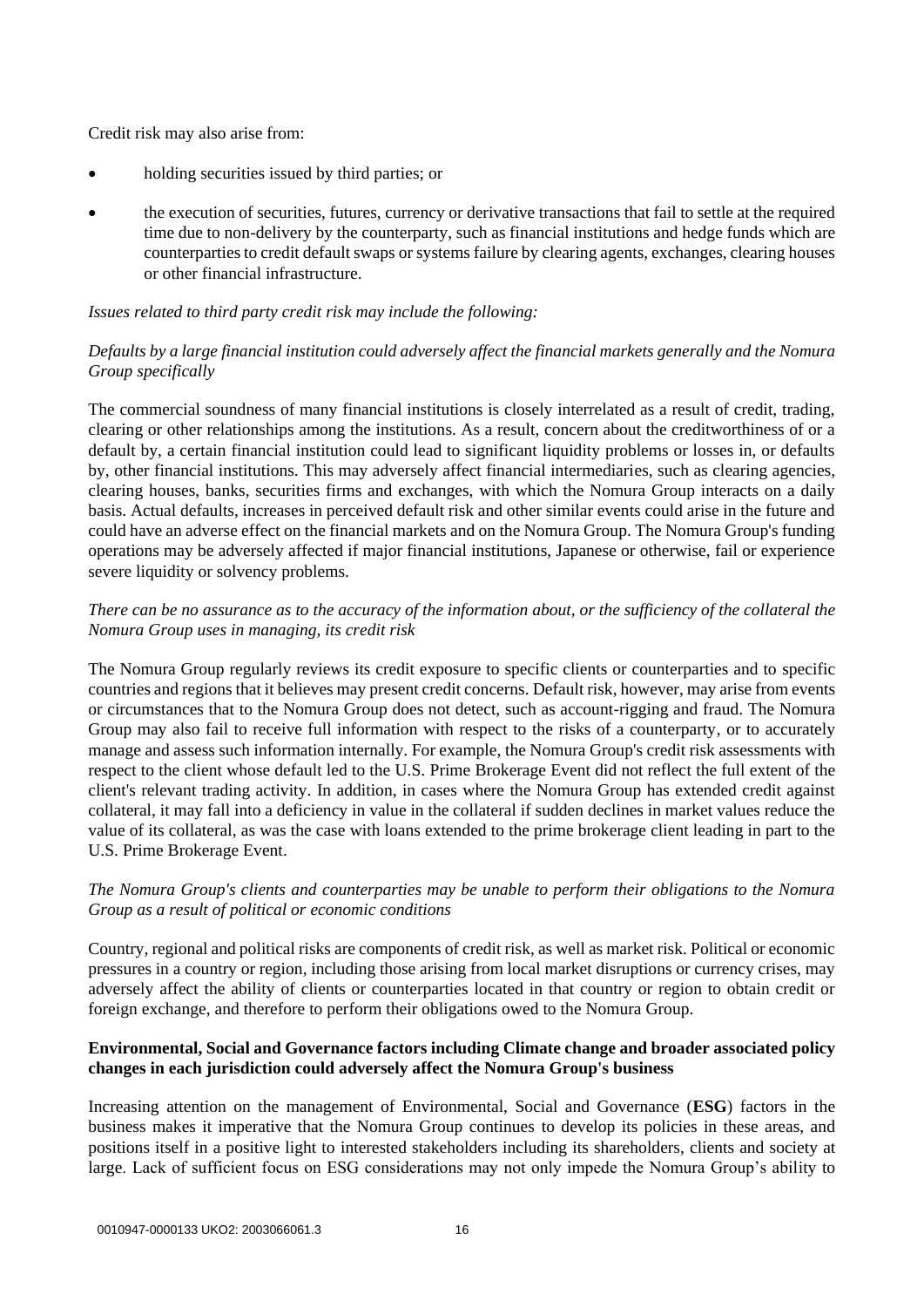Credit risk may also arise from:

- holding securities issued by third parties; or
- the execution of securities, futures, currency or derivative transactions that fail to settle at the required time due to non-delivery by the counterparty, such as financial institutions and hedge funds which are counterparties to credit default swaps or systems failure by clearing agents, exchanges, clearing houses or other financial infrastructure.

*Issues related to third party credit risk may include the following:*

*Defaults by a large financial institution could adversely affect the financial markets generally and the Nomura Group specifically*

The commercial soundness of many financial institutions is closely interrelated as a result of credit, trading, clearing or other relationships among the institutions. As a result, concern about the creditworthiness of or a default by, a certain financial institution could lead to significant liquidity problems or losses in, or defaults by, other financial institutions. This may adversely affect financial intermediaries, such as clearing agencies, clearing houses, banks, securities firms and exchanges, with which the Nomura Group interacts on a daily basis. Actual defaults, increases in perceived default risk and other similar events could arise in the future and could have an adverse effect on the financial markets and on the Nomura Group. The Nomura Group's funding operations may be adversely affected if major financial institutions, Japanese or otherwise, fail or experience severe liquidity or solvency problems.

*There can be no assurance as to the accuracy of the information about, or the sufficiency of the collateral the Nomura Group uses in managing, its credit risk*

The Nomura Group regularly reviews its credit exposure to specific clients or counterparties and to specific countries and regions that it believes may present credit concerns. Default risk, however, may arise from events or circumstances that to the Nomura Group does not detect, such as account-rigging and fraud. The Nomura Group may also fail to receive full information with respect to the risks of a counterparty, or to accurately manage and assess such information internally. For example, the Nomura Group's credit risk assessments with respect to the client whose default led to the U.S. Prime Brokerage Event did not reflect the full extent of the client's relevant trading activity. In addition, in cases where the Nomura Group has extended credit against collateral, it may fall into a deficiency in value in the collateral if sudden declines in market values reduce the value of its collateral, as was the case with loans extended to the prime brokerage client leading in part to the U.S. Prime Brokerage Event.

*The Nomura Group's clients and counterparties may be unable to perform their obligations to the Nomura Group as a result of political or economic conditions*

Country, regional and political risks are components of credit risk, as well as market risk. Political or economic pressures in a country or region, including those arising from local market disruptions or currency crises, may adversely affect the ability of clients or counterparties located in that country or region to obtain credit or foreign exchange, and therefore to perform their obligations owed to the Nomura Group.

**Environmental, Social and Governance factors including Climate change and broader associated policy changes in each jurisdiction could adversely affect the Nomura Group's business**

Increasing attention on the management of Environmental, Social and Governance (**ESG**) factors in the business makes it imperative that the Nomura Group continues to develop its policies in these areas, and positions itself in a positive light to interested stakeholders including its shareholders, clients and society at large. Lack of sufficient focus on ESG considerations may not only impede the Nomura Group's ability to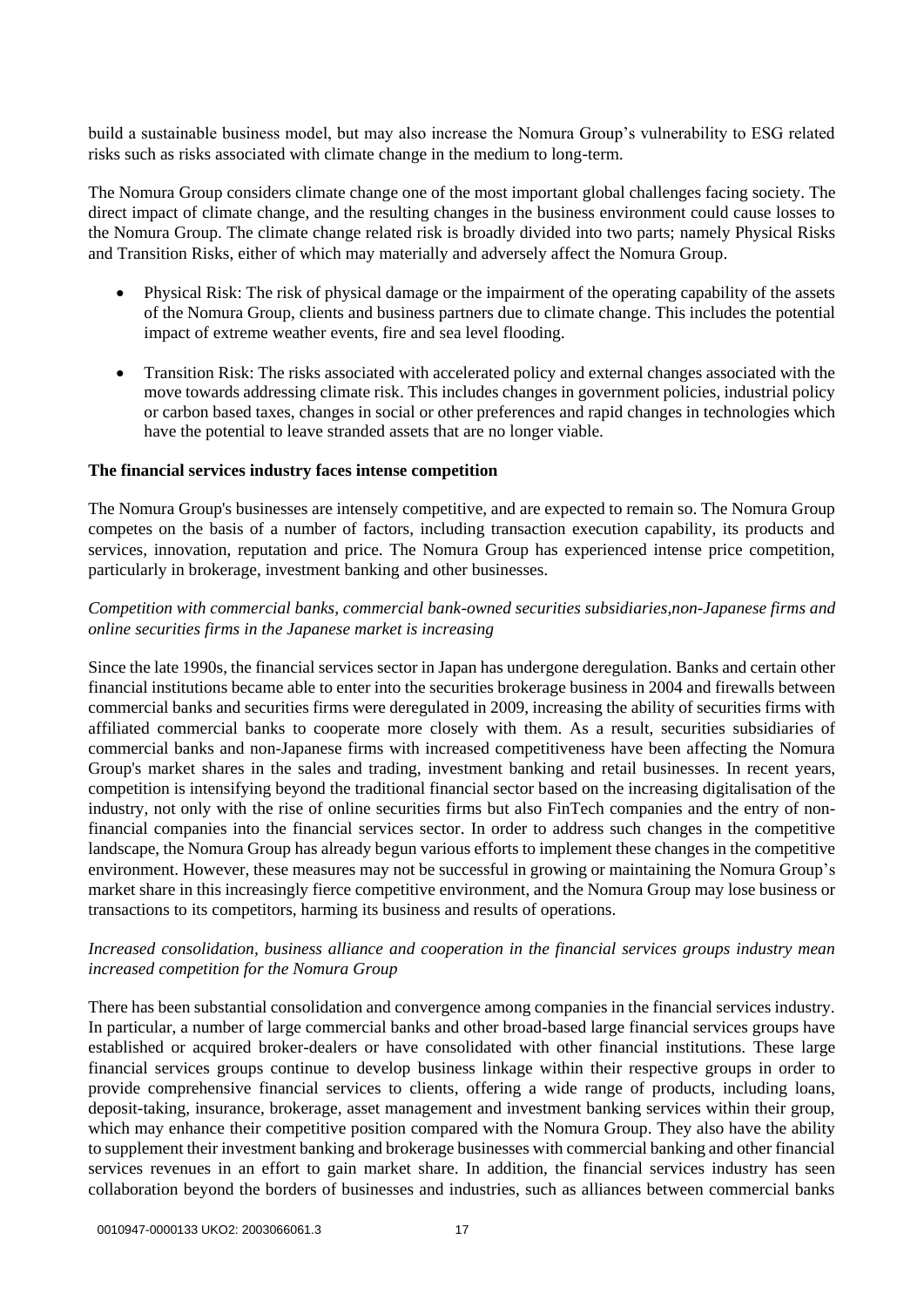build a sustainable business model, but may also increase the Nomura Group's vulnerability to ESG related risks such as risks associated with climate change in the medium to long-term.

The Nomura Group considers climate change one of the most important global challenges facing society. The direct impact of climate change, and the resulting changes in the business environment could cause losses to the Nomura Group. The climate change related risk is broadly divided into two parts; namely Physical Risks and Transition Risks, either of which may materially and adversely affect the Nomura Group.

- Physical Risk: The risk of physical damage or the impairment of the operating capability of the assets of the Nomura Group, clients and business partners due to climate change. This includes the potential impact of extreme weather events, fire and sea level flooding.
- Transition Risk: The risks associated with accelerated policy and external changes associated with the move towards addressing climate risk. This includes changes in government policies, industrial policy or carbon based taxes, changes in social or other preferences and rapid changes in technologies which have the potential to leave stranded assets that are no longer viable.

**The financial services industry faces intense competition**

The Nomura Group's businesses are intensely competitive, and are expected to remain so. The Nomura Group competes on the basis of a number of factors, including transaction execution capability, its products and services, innovation, reputation and price. The Nomura Group has experienced intense price competition, particularly in brokerage, investment banking and other businesses.

*Competition with commercial banks, commercial bank-owned securities subsidiaries,non-Japanese firms and online securities firms in the Japanese market is increasing*

Since the late 1990s, the financial services sector in Japan has undergone deregulation. Banks and certain other financial institutions became able to enter into the securities brokerage business in 2004 and firewalls between commercial banks and securities firms were deregulated in 2009, increasing the ability of securities firms with affiliated commercial banks to cooperate more closely with them. As a result, securities subsidiaries of commercial banks and non-Japanese firms with increased competitiveness have been affecting the Nomura Group's market shares in the sales and trading, investment banking and retail businesses. In recent years, competition is intensifying beyond the traditional financial sector based on the increasing digitalisation of the industry, not only with the rise of online securities firms but also FinTech companies and the entry of non-financial companies into the financial services sector. In order to address such changes in the competitive landscape, the Nomura Group has already begun various efforts to implement these changes in the competitive environment. However, these measures may not be successful in growing or maintaining the Nomura Group's market share in this increasingly fierce competitive environment, and the Nomura Group may lose business or transactions to its competitors, harming its business and results of operations.

*Increased consolidation, business alliance and cooperation in the financial services groups industry mean increased competition for the Nomura Group*

There has been substantial consolidation and convergence among companies in the financial services industry. In particular, a number of large commercial banks and other broad-based large financial services groups have established or acquired broker-dealers or have consolidated with other financial institutions. These large financial services groups continue to develop business linkage within their respective groups in order to provide comprehensive financial services to clients, offering a wide range of products, including loans, deposit-taking, insurance, brokerage, asset management and investment banking services within their group, which may enhance their competitive position compared with the Nomura Group. They also have the ability to supplement their investment banking and brokerage businesses with commercial banking and other financial services revenues in an effort to gain market share. In addition, the financial services industry has seen collaboration beyond the borders of businesses and industries, such as alliances between commercial banks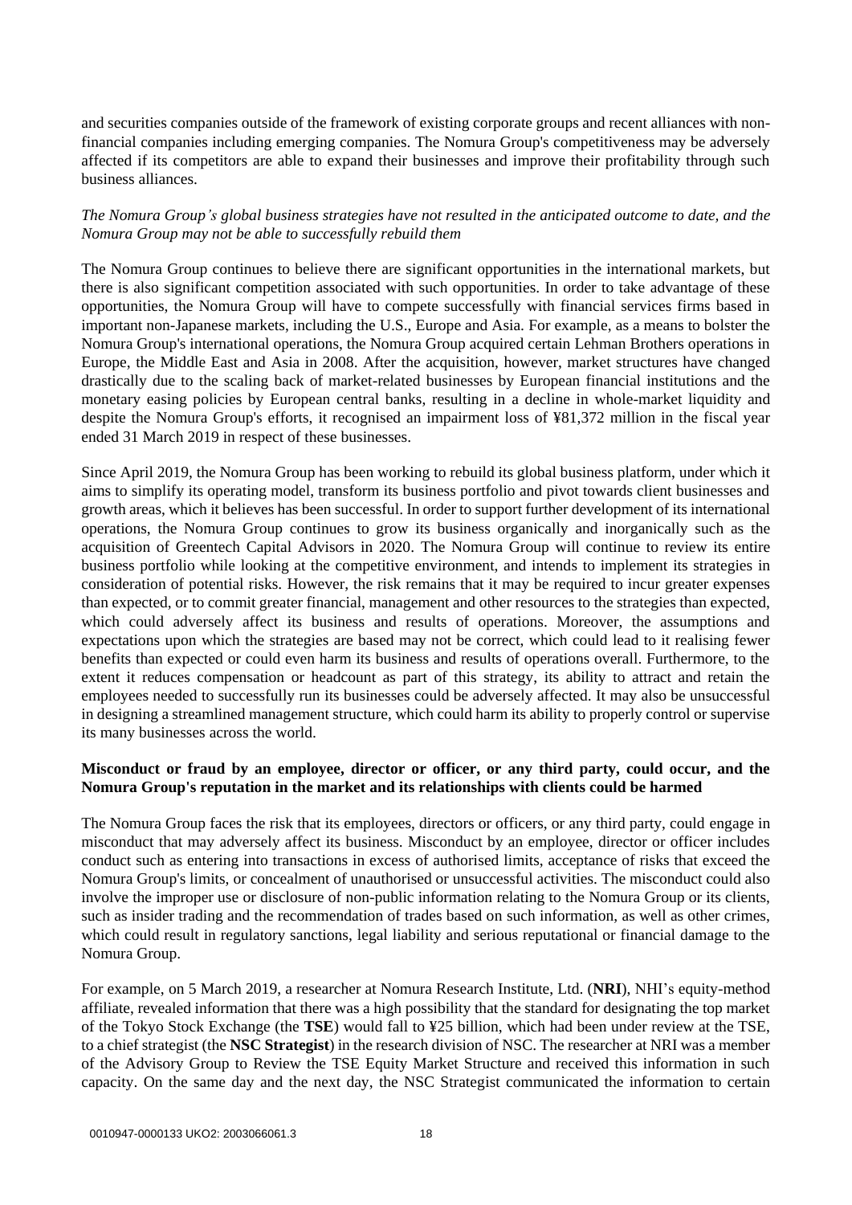and securities companies outside of the framework of existing corporate groups and recent alliances with non-financial companies including emerging companies. The Nomura Group's competitiveness may be adversely affected if its competitors are able to expand their businesses and improve their profitability through such business alliances.

*The Nomura Group's global business strategies have not resulted in the anticipated outcome to date, and the Nomura Group may not be able to successfully rebuild them*

The Nomura Group continues to believe there are significant opportunities in the international markets, but there is also significant competition associated with such opportunities. In order to take advantage of these opportunities, the Nomura Group will have to compete successfully with financial services firms based in important non-Japanese markets, including the U.S., Europe and Asia. For example, as a means to bolster the Nomura Group's international operations, the Nomura Group acquired certain Lehman Brothers operations in Europe, the Middle East and Asia in 2008. After the acquisition, however, market structures have changed drastically due to the scaling back of market-related businesses by European financial institutions and the monetary easing policies by European central banks, resulting in a decline in whole-market liquidity and despite the Nomura Group's efforts, it recognised an impairment loss of ¥81,372 million in the fiscal year ended 31 March 2019 in respect of these businesses.

Since April 2019, the Nomura Group has been working to rebuild its global business platform, under which it aims to simplify its operating model, transform its business portfolio and pivot towards client businesses and growth areas, which it believes has been successful. In order to support further development of its international operations, the Nomura Group continues to grow its business organically and inorganically such as the acquisition of Greentech Capital Advisors in 2020. The Nomura Group will continue to review its entire business portfolio while looking at the competitive environment, and intends to implement its strategies in consideration of potential risks. However, the risk remains that it may be required to incur greater expenses than expected, or to commit greater financial, management and other resources to the strategies than expected, which could adversely affect its business and results of operations. Moreover, the assumptions and expectations upon which the strategies are based may not be correct, which could lead to it realising fewer benefits than expected or could even harm its business and results of operations overall. Furthermore, to the extent it reduces compensation or headcount as part of this strategy, its ability to attract and retain the employees needed to successfully run its businesses could be adversely affected. It may also be unsuccessful in designing a streamlined management structure, which could harm its ability to properly control or supervise its many businesses across the world.

**Misconduct or fraud by an employee, director or officer, or any third party, could occur, and the Nomura Group's reputation in the market and its relationships with clients could be harmed**

The Nomura Group faces the risk that its employees, directors or officers, or any third party, could engage in misconduct that may adversely affect its business. Misconduct by an employee, director or officer includes conduct such as entering into transactions in excess of authorised limits, acceptance of risks that exceed the Nomura Group's limits, or concealment of unauthorised or unsuccessful activities. The misconduct could also involve the improper use or disclosure of non-public information relating to the Nomura Group or its clients, such as insider trading and the recommendation of trades based on such information, as well as other crimes, which could result in regulatory sanctions, legal liability and serious reputational or financial damage to the Nomura Group.

For example, on 5 March 2019, a researcher at Nomura Research Institute, Ltd. (**NRI**), NHI's equity-method affiliate, revealed information that there was a high possibility that the standard for designating the top market of the Tokyo Stock Exchange (the **TSE**) would fall to ¥25 billion, which had been under review at the TSE, to a chief strategist (the **NSC Strategist**) in the research division of NSC. The researcher at NRI was a member of the Advisory Group to Review the TSE Equity Market Structure and received this information in such capacity. On the same day and the next day, the NSC Strategist communicated the information to certain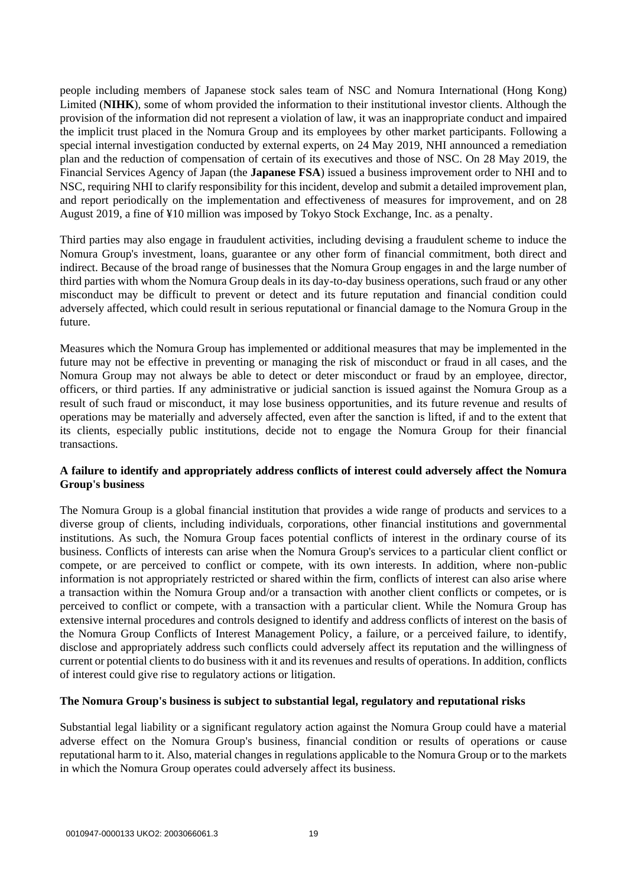people including members of Japanese stock sales team of NSC and Nomura International (Hong Kong) Limited (**NIHK**), some of whom provided the information to their institutional investor clients. Although the provision of the information did not represent a violation of law, it was an inappropriate conduct and impaired the implicit trust placed in the Nomura Group and its employees by other market participants. Following a special internal investigation conducted by external experts, on 24 May 2019, NHI announced a remediation plan and the reduction of compensation of certain of its executives and those of NSC. On 28 May 2019, the Financial Services Agency of Japan (the **Japanese FSA**) issued a business improvement order to NHI and to NSC, requiring NHI to clarify responsibility for this incident, develop and submit a detailed improvement plan, and report periodically on the implementation and effectiveness of measures for improvement, and on 28 August 2019, a fine of ¥10 million was imposed by Tokyo Stock Exchange, Inc. as a penalty.

Third parties may also engage in fraudulent activities, including devising a fraudulent scheme to induce the Nomura Group's investment, loans, guarantee or any other form of financial commitment, both direct and indirect. Because of the broad range of businesses that the Nomura Group engages in and the large number of third parties with whom the Nomura Group deals in its day-to-day business operations, such fraud or any other misconduct may be difficult to prevent or detect and its future reputation and financial condition could adversely affected, which could result in serious reputational or financial damage to the Nomura Group in the future.

Measures which the Nomura Group has implemented or additional measures that may be implemented in the future may not be effective in preventing or managing the risk of misconduct or fraud in all cases, and the Nomura Group may not always be able to detect or deter misconduct or fraud by an employee, director, officers, or third parties. If any administrative or judicial sanction is issued against the Nomura Group as a result of such fraud or misconduct, it may lose business opportunities, and its future revenue and results of operations may be materially and adversely affected, even after the sanction is lifted, if and to the extent that its clients, especially public institutions, decide not to engage the Nomura Group for their financial transactions.

**A failure to identify and appropriately address conflicts of interest could adversely affect the Nomura Group's business**

The Nomura Group is a global financial institution that provides a wide range of products and services to a diverse group of clients, including individuals, corporations, other financial institutions and governmental institutions. As such, the Nomura Group faces potential conflicts of interest in the ordinary course of its business. Conflicts of interests can arise when the Nomura Group's services to a particular client conflict or compete, or are perceived to conflict or compete, with its own interests. In addition, where non-public information is not appropriately restricted or shared within the firm, conflicts of interest can also arise where a transaction within the Nomura Group and/or a transaction with another client conflicts or competes, or is perceived to conflict or compete, with a transaction with a particular client. While the Nomura Group has extensive internal procedures and controls designed to identify and address conflicts of interest on the basis of the Nomura Group Conflicts of Interest Management Policy, a failure, or a perceived failure, to identify, disclose and appropriately address such conflicts could adversely affect its reputation and the willingness of current or potential clients to do business with it and its revenues and results of operations. In addition, conflicts of interest could give rise to regulatory actions or litigation.

**The Nomura Group's business is subject to substantial legal, regulatory and reputational risks**

Substantial legal liability or a significant regulatory action against the Nomura Group could have a material adverse effect on the Nomura Group's business, financial condition or results of operations or cause reputational harm to it. Also, material changes in regulations applicable to the Nomura Group or to the markets in which the Nomura Group operates could adversely affect its business.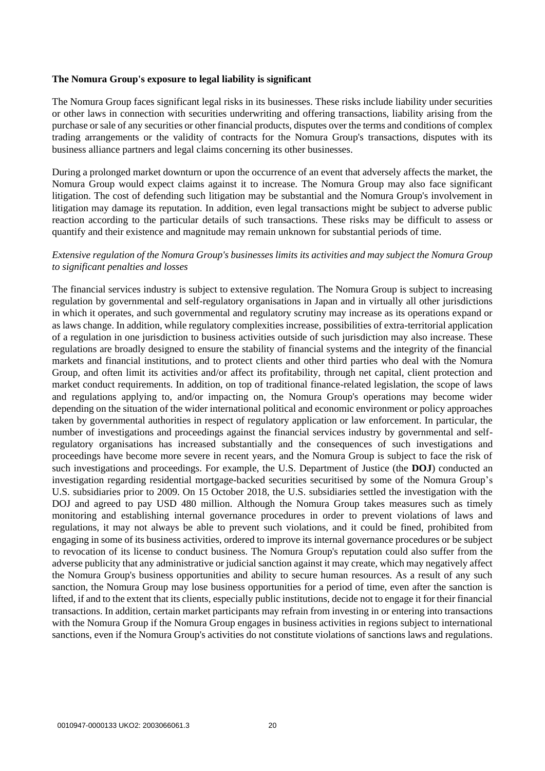**The Nomura Group's exposure to legal liability is significant**

The Nomura Group faces significant legal risks in its businesses. These risks include liability under securities or other laws in connection with securities underwriting and offering transactions, liability arising from the purchase or sale of any securities or other financial products, disputes over the terms and conditions of complex trading arrangements or the validity of contracts for the Nomura Group's transactions, disputes with its business alliance partners and legal claims concerning its other businesses.

During a prolonged market downturn or upon the occurrence of an event that adversely affects the market, the Nomura Group would expect claims against it to increase. The Nomura Group may also face significant litigation. The cost of defending such litigation may be substantial and the Nomura Group's involvement in litigation may damage its reputation. In addition, even legal transactions might be subject to adverse public reaction according to the particular details of such transactions. These risks may be difficult to assess or quantify and their existence and magnitude may remain unknown for substantial periods of time.

*Extensive regulation of the Nomura Group's businesses limits its activities and may subject the Nomura Group to significant penalties and losses*

The financial services industry is subject to extensive regulation. The Nomura Group is subject to increasing regulation by governmental and self-regulatory organisations in Japan and in virtually all other jurisdictions in which it operates, and such governmental and regulatory scrutiny may increase as its operations expand or as laws change. In addition, while regulatory complexities increase, possibilities of extra-territorial application of a regulation in one jurisdiction to business activities outside of such jurisdiction may also increase. These regulations are broadly designed to ensure the stability of financial systems and the integrity of the financial markets and financial institutions, and to protect clients and other third parties who deal with the Nomura Group, and often limit its activities and/or affect its profitability, through net capital, client protection and market conduct requirements. In addition, on top of traditional finance-related legislation, the scope of laws and regulations applying to, and/or impacting on, the Nomura Group's operations may become wider depending on the situation of the wider international political and economic environment or policy approaches taken by governmental authorities in respect of regulatory application or law enforcement. In particular, the number of investigations and proceedings against the financial services industry by governmental and self-regulatory organisations has increased substantially and the consequences of such investigations and proceedings have become more severe in recent years, and the Nomura Group is subject to face the risk of such investigations and proceedings. For example, the U.S. Department of Justice (the **DOJ**) conducted an investigation regarding residential mortgage-backed securities securitised by some of the Nomura Group's U.S. subsidiaries prior to 2009. On 15 October 2018, the U.S. subsidiaries settled the investigation with the DOJ and agreed to pay USD 480 million. Although the Nomura Group takes measures such as timely monitoring and establishing internal governance procedures in order to prevent violations of laws and regulations, it may not always be able to prevent such violations, and it could be fined, prohibited from engaging in some of its business activities, ordered to improve its internal governance procedures or be subject to revocation of its license to conduct business. The Nomura Group's reputation could also suffer from the adverse publicity that any administrative or judicial sanction against it may create, which may negatively affect the Nomura Group's business opportunities and ability to secure human resources. As a result of any such sanction, the Nomura Group may lose business opportunities for a period of time, even after the sanction is lifted, if and to the extent that its clients, especially public institutions, decide not to engage it for their financial transactions. In addition, certain market participants may refrain from investing in or entering into transactions with the Nomura Group if the Nomura Group engages in business activities in regions subject to international sanctions, even if the Nomura Group's activities do not constitute violations of sanctions laws and regulations.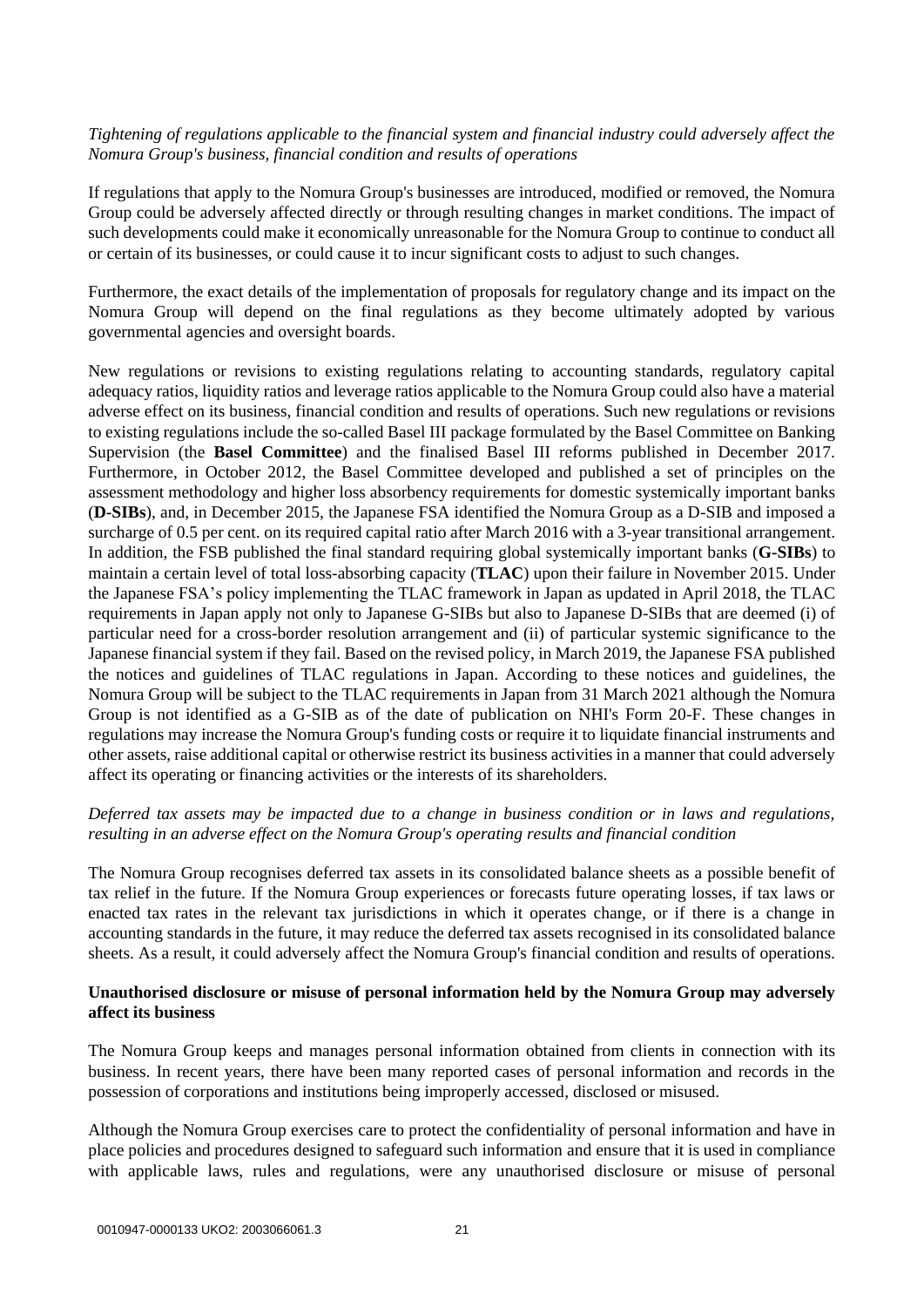*Tightening of regulations applicable to the financial system and financial industry could adversely affect the Nomura Group's business, financial condition and results of operations*

If regulations that apply to the Nomura Group's businesses are introduced, modified or removed, the Nomura Group could be adversely affected directly or through resulting changes in market conditions. The impact of such developments could make it economically unreasonable for the Nomura Group to continue to conduct all or certain of its businesses, or could cause it to incur significant costs to adjust to such changes.

Furthermore, the exact details of the implementation of proposals for regulatory change and its impact on the Nomura Group will depend on the final regulations as they become ultimately adopted by various governmental agencies and oversight boards.

New regulations or revisions to existing regulations relating to accounting standards, regulatory capital adequacy ratios, liquidity ratios and leverage ratios applicable to the Nomura Group could also have a material adverse effect on its business, financial condition and results of operations. Such new regulations or revisions to existing regulations include the so-called Basel III package formulated by the Basel Committee on Banking Supervision (the **Basel Committee**) and the finalised Basel III reforms published in December 2017. Furthermore, in October 2012, the Basel Committee developed and published a set of principles on the assessment methodology and higher loss absorbency requirements for domestic systemically important banks (**D-SIBs**), and, in December 2015, the Japanese FSA identified the Nomura Group as a D-SIB and imposed a surcharge of 0.5 per cent. on its required capital ratio after March 2016 with a 3-year transitional arrangement. In addition, the FSB published the final standard requiring global systemically important banks (**G-SIBs**) to maintain a certain level of total loss-absorbing capacity (**TLAC**) upon their failure in November 2015. Under the Japanese FSA's policy implementing the TLAC framework in Japan as updated in April 2018, the TLAC requirements in Japan apply not only to Japanese G-SIBs but also to Japanese D-SIBs that are deemed (i) of particular need for a cross-border resolution arrangement and (ii) of particular systemic significance to the Japanese financial system if they fail. Based on the revised policy, in March 2019, the Japanese FSA published the notices and guidelines of TLAC regulations in Japan. According to these notices and guidelines, the Nomura Group will be subject to the TLAC requirements in Japan from 31 March 2021 although the Nomura Group is not identified as a G-SIB as of the date of publication on NHI's Form 20-F. These changes in regulations may increase the Nomura Group's funding costs or require it to liquidate financial instruments and other assets, raise additional capital or otherwise restrict its business activities in a manner that could adversely affect its operating or financing activities or the interests of its shareholders.

*Deferred tax assets may be impacted due to a change in business condition or in laws and regulations, resulting in an adverse effect on the Nomura Group's operating results and financial condition*

The Nomura Group recognises deferred tax assets in its consolidated balance sheets as a possible benefit of tax relief in the future. If the Nomura Group experiences or forecasts future operating losses, if tax laws or enacted tax rates in the relevant tax jurisdictions in which it operates change, or if there is a change in accounting standards in the future, it may reduce the deferred tax assets recognised in its consolidated balance sheets. As a result, it could adversely affect the Nomura Group's financial condition and results of operations.

**Unauthorised disclosure or misuse of personal information held by the Nomura Group may adversely affect its business**

The Nomura Group keeps and manages personal information obtained from clients in connection with its business. In recent years, there have been many reported cases of personal information and records in the possession of corporations and institutions being improperly accessed, disclosed or misused.

Although the Nomura Group exercises care to protect the confidentiality of personal information and have in place policies and procedures designed to safeguard such information and ensure that it is used in compliance with applicable laws, rules and regulations, were any unauthorised disclosure or misuse of personal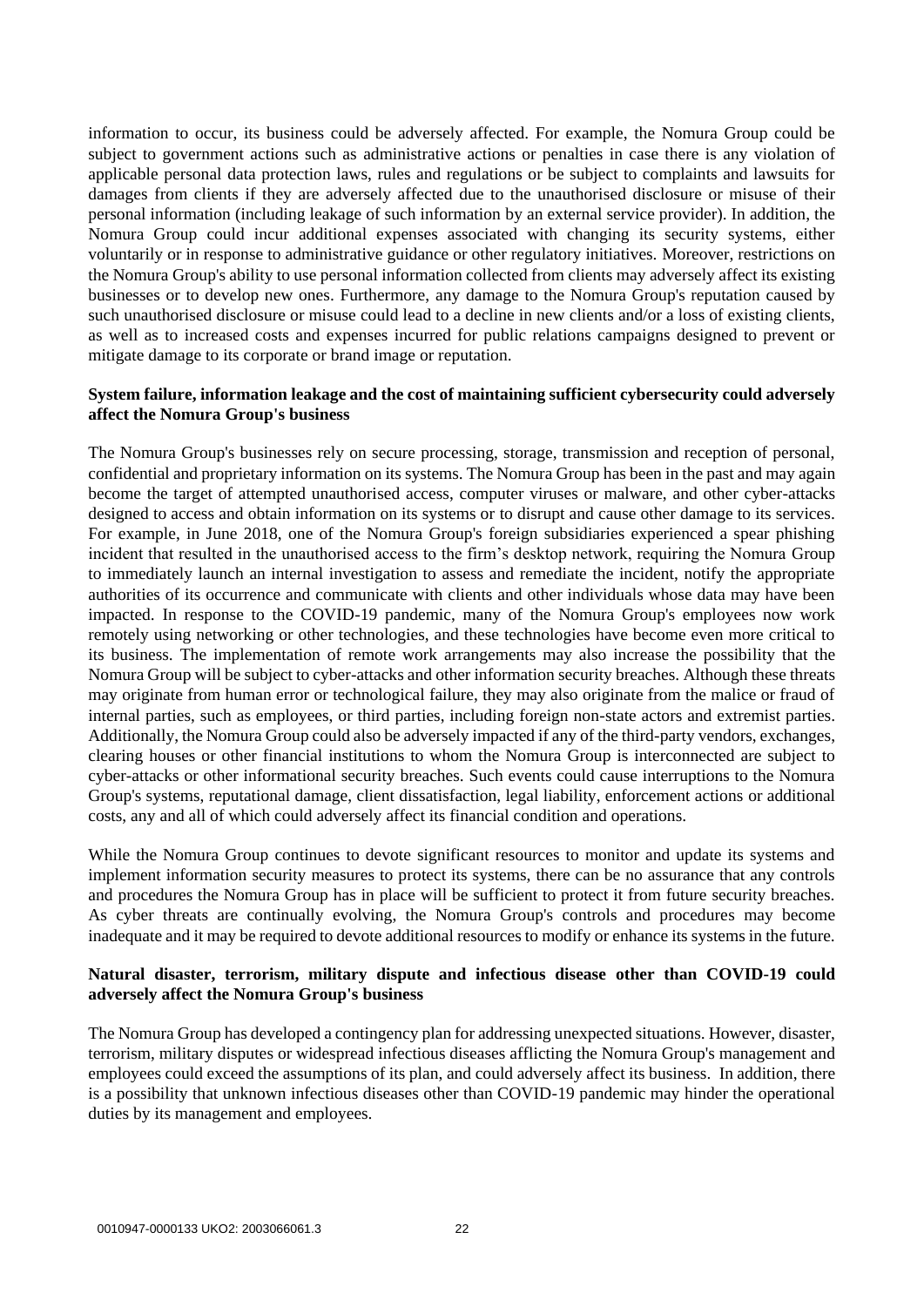information to occur, its business could be adversely affected. For example, the Nomura Group could be subject to government actions such as administrative actions or penalties in case there is any violation of applicable personal data protection laws, rules and regulations or be subject to complaints and lawsuits for damages from clients if they are adversely affected due to the unauthorised disclosure or misuse of their personal information (including leakage of such information by an external service provider). In addition, the Nomura Group could incur additional expenses associated with changing its security systems, either voluntarily or in response to administrative guidance or other regulatory initiatives. Moreover, restrictions on the Nomura Group's ability to use personal information collected from clients may adversely affect its existing businesses or to develop new ones. Furthermore, any damage to the Nomura Group's reputation caused by such unauthorised disclosure or misuse could lead to a decline in new clients and/or a loss of existing clients, as well as to increased costs and expenses incurred for public relations campaigns designed to prevent or mitigate damage to its corporate or brand image or reputation.

**System failure, information leakage and the cost of maintaining sufficient cybersecurity could adversely affect the Nomura Group's business**

The Nomura Group's businesses rely on secure processing, storage, transmission and reception of personal, confidential and proprietary information on its systems. The Nomura Group has been in the past and may again become the target of attempted unauthorised access, computer viruses or malware, and other cyber-attacks designed to access and obtain information on its systems or to disrupt and cause other damage to its services. For example, in June 2018, one of the Nomura Group's foreign subsidiaries experienced a spear phishing incident that resulted in the unauthorised access to the firm's desktop network, requiring the Nomura Group to immediately launch an internal investigation to assess and remediate the incident, notify the appropriate authorities of its occurrence and communicate with clients and other individuals whose data may have been impacted. In response to the COVID-19 pandemic, many of the Nomura Group's employees now work remotely using networking or other technologies, and these technologies have become even more critical to its business. The implementation of remote work arrangements may also increase the possibility that the Nomura Group will be subject to cyber-attacks and other information security breaches. Although these threats may originate from human error or technological failure, they may also originate from the malice or fraud of internal parties, such as employees, or third parties, including foreign non-state actors and extremist parties. Additionally, the Nomura Group could also be adversely impacted if any of the third-party vendors, exchanges, clearing houses or other financial institutions to whom the Nomura Group is interconnected are subject to cyber-attacks or other informational security breaches. Such events could cause interruptions to the Nomura Group's systems, reputational damage, client dissatisfaction, legal liability, enforcement actions or additional costs, any and all of which could adversely affect its financial condition and operations.

While the Nomura Group continues to devote significant resources to monitor and update its systems and implement information security measures to protect its systems, there can be no assurance that any controls and procedures the Nomura Group has in place will be sufficient to protect it from future security breaches. As cyber threats are continually evolving, the Nomura Group's controls and procedures may become inadequate and it may be required to devote additional resources to modify or enhance its systems in the future.

**Natural disaster, terrorism, military dispute and infectious disease other than COVID-19 could adversely affect the Nomura Group's business**

The Nomura Group has developed a contingency plan for addressing unexpected situations. However, disaster, terrorism, military disputes or widespread infectious diseases afflicting the Nomura Group's management and employees could exceed the assumptions of its plan, and could adversely affect its business. In addition, there is a possibility that unknown infectious diseases other than COVID-19 pandemic may hinder the operational duties by its management and employees.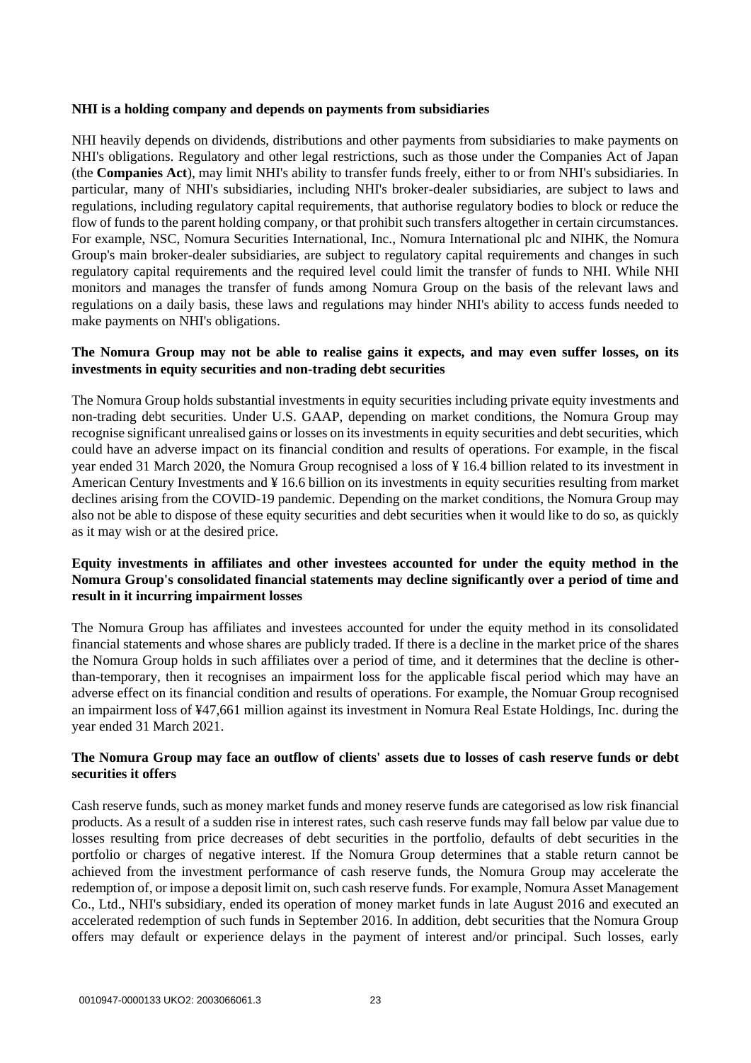**NHI is a holding company and depends on payments from subsidiaries**

NHI heavily depends on dividends, distributions and other payments from subsidiaries to make payments on NHI's obligations. Regulatory and other legal restrictions, such as those under the Companies Act of Japan (the **Companies Act**), may limit NHI's ability to transfer funds freely, either to or from NHI's subsidiaries. In particular, many of NHI's subsidiaries, including NHI's broker-dealer subsidiaries, are subject to laws and regulations, including regulatory capital requirements, that authorise regulatory bodies to block or reduce the flow of funds to the parent holding company, or that prohibit such transfers altogether in certain circumstances. For example, NSC, Nomura Securities International, Inc., Nomura International plc and NIHK, the Nomura Group's main broker-dealer subsidiaries, are subject to regulatory capital requirements and changes in such regulatory capital requirements and the required level could limit the transfer of funds to NHI. While NHI monitors and manages the transfer of funds among Nomura Group on the basis of the relevant laws and regulations on a daily basis, these laws and regulations may hinder NHI's ability to access funds needed to make payments on NHI's obligations.

**The Nomura Group may not be able to realise gains it expects, and may even suffer losses, on its investments in equity securities and non-trading debt securities**

The Nomura Group holds substantial investments in equity securities including private equity investments and non-trading debt securities. Under U.S. GAAP, depending on market conditions, the Nomura Group may recognise significant unrealised gains or losses on its investments in equity securities and debt securities, which could have an adverse impact on its financial condition and results of operations. For example, in the fiscal year ended 31 March 2020, the Nomura Group recognised a loss of ¥ 16.4 billion related to its investment in American Century Investments and ¥ 16.6 billion on its investments in equity securities resulting from market declines arising from the COVID-19 pandemic. Depending on the market conditions, the Nomura Group may also not be able to dispose of these equity securities and debt securities when it would like to do so, as quickly as it may wish or at the desired price.

**Equity investments in affiliates and other investees accounted for under the equity method in the Nomura Group's consolidated financial statements may decline significantly over a period of time and result in it incurring impairment losses**

The Nomura Group has affiliates and investees accounted for under the equity method in its consolidated financial statements and whose shares are publicly traded. If there is a decline in the market price of the shares the Nomura Group holds in such affiliates over a period of time, and it determines that the decline is other-than-temporary, then it recognises an impairment loss for the applicable fiscal period which may have an adverse effect on its financial condition and results of operations. For example, the Nomuar Group recognised an impairment loss of ¥47,661 million against its investment in Nomura Real Estate Holdings, Inc. during the year ended 31 March 2021.

**The Nomura Group may face an outflow of clients' assets due to losses of cash reserve funds or debt securities it offers**

Cash reserve funds, such as money market funds and money reserve funds are categorised as low risk financial products. As a result of a sudden rise in interest rates, such cash reserve funds may fall below par value due to losses resulting from price decreases of debt securities in the portfolio, defaults of debt securities in the portfolio or charges of negative interest. If the Nomura Group determines that a stable return cannot be achieved from the investment performance of cash reserve funds, the Nomura Group may accelerate the redemption of, or impose a deposit limit on, such cash reserve funds. For example, Nomura Asset Management Co., Ltd., NHI's subsidiary, ended its operation of money market funds in late August 2016 and executed an accelerated redemption of such funds in September 2016. In addition, debt securities that the Nomura Group offers may default or experience delays in the payment of interest and/or principal. Such losses, early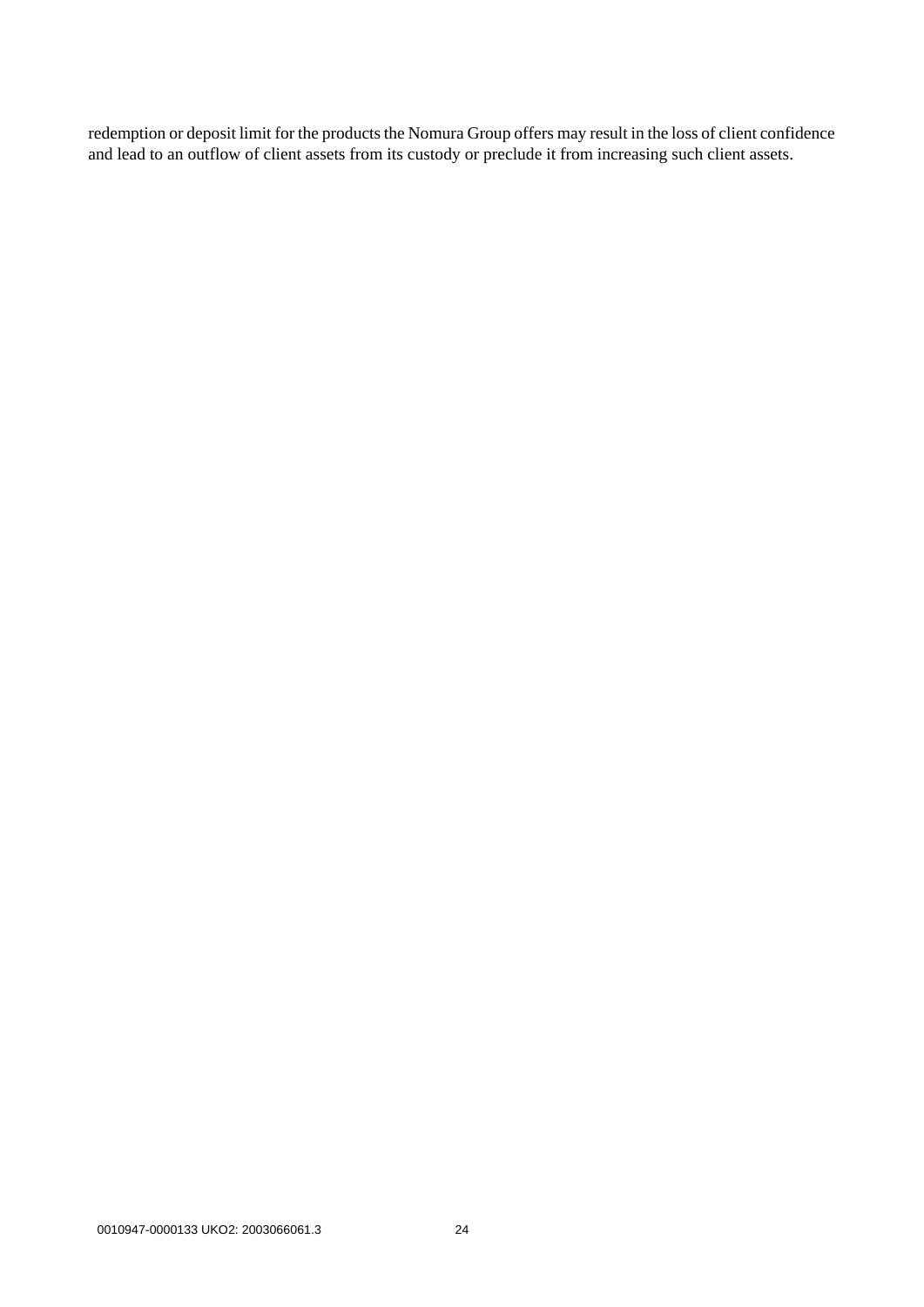redemption or deposit limit for the products the Nomura Group offers may result in the loss of client confidence and lead to an outflow of client assets from its custody or preclude it from increasing such client assets.